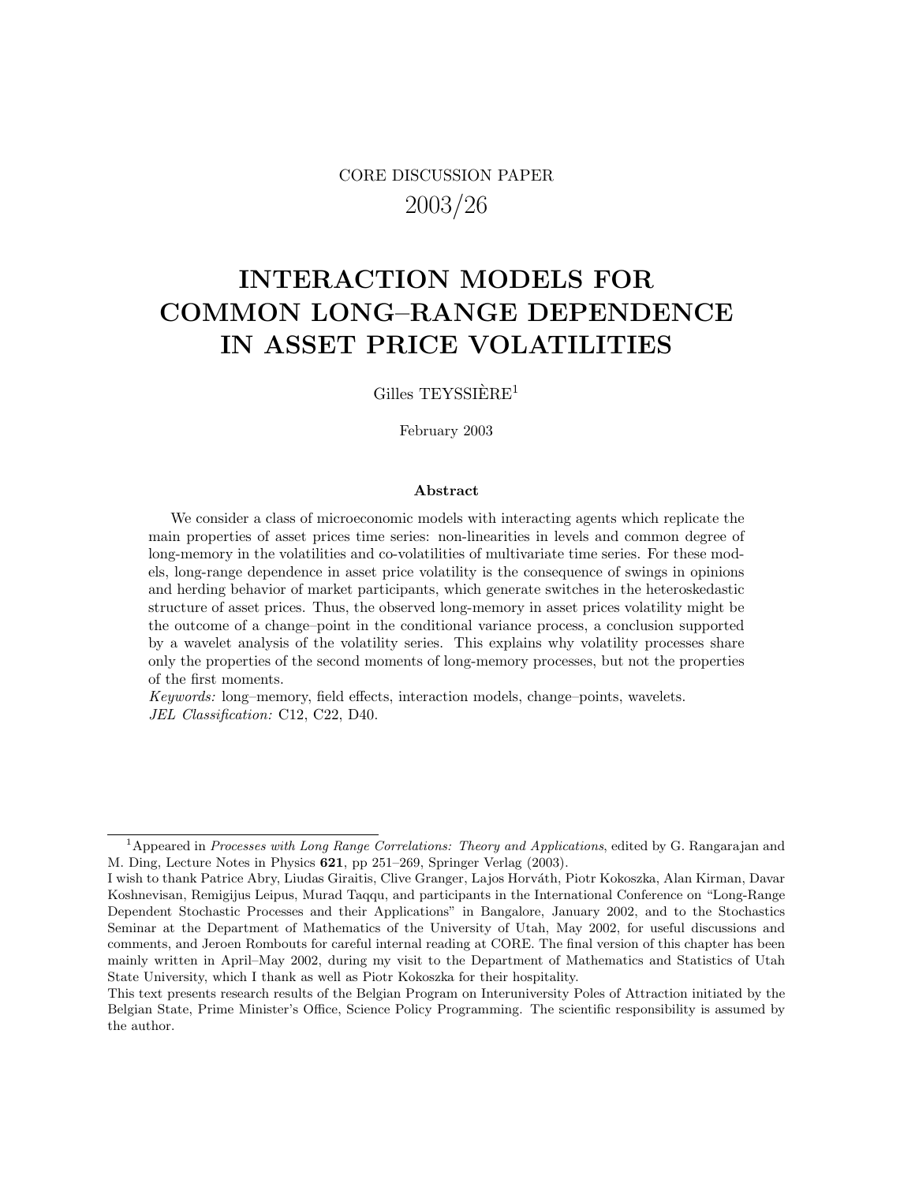CORE DISCUSSION PAPER

2003/26

# INTERACTION MODELS FOR COMMON LONG–RANGE DEPENDENCE IN ASSET PRICE VOLATILITIES

Gilles TEYSSIÈRE[1]

February 2003

### Abstract

We consider a class of microeconomic models with interacting agents which replicate the main properties of asset prices time series: non-linearities in levels and common degree of long-memory in the volatilities and co-volatilities of multivariate time series. For these models, long-range dependence in asset price volatility is the consequence of swings in opinions and herding behavior of market participants, which generate switches in the heteroskedastic structure of asset prices. Thus, the observed long-memory in asset prices volatility might be the outcome of a change–point in the conditional variance process, a conclusion supported by a wavelet analysis of the volatility series. This explains why volatility processes share only the properties of the second moments of long-memory processes, but not the properties of the first moments.

*Keywords:* long–memory, field effects, interaction models, change–points, wavelets.
*JEL Classification:* C12, C22, D40.

---

[1]Appeared in *Processes with Long Range Correlations: Theory and Applications*, edited by G. Rangarajan and M. Ding, Lecture Notes in Physics **621**, pp 251–269, Springer Verlag (2003).
I wish to thank Patrice Abry, Liudas Giraitis, Clive Granger, Lajos Horváth, Piotr Kokoszka, Alan Kirman, Davar Koshnevisan, Remigijus Leipus, Murad Taqqu, and participants in the International Conference on "Long-Range Dependent Stochastic Processes and their Applications" in Bangalore, January 2002, and to the Stochastics Seminar at the Department of Mathematics of the University of Utah, May 2002, for useful discussions and comments, and Jeroen Rombouts for careful internal reading at CORE. The final version of this chapter has been mainly written in April–May 2002, during my visit to the Department of Mathematics and Statistics of Utah State University, which I thank as well as Piotr Kokoszka for their hospitality.
This text presents research results of the Belgian Program on Interuniversity Poles of Attraction initiated by the Belgian State, Prime Minister's Office, Science Policy Programming. The scientific responsibility is assumed by the author.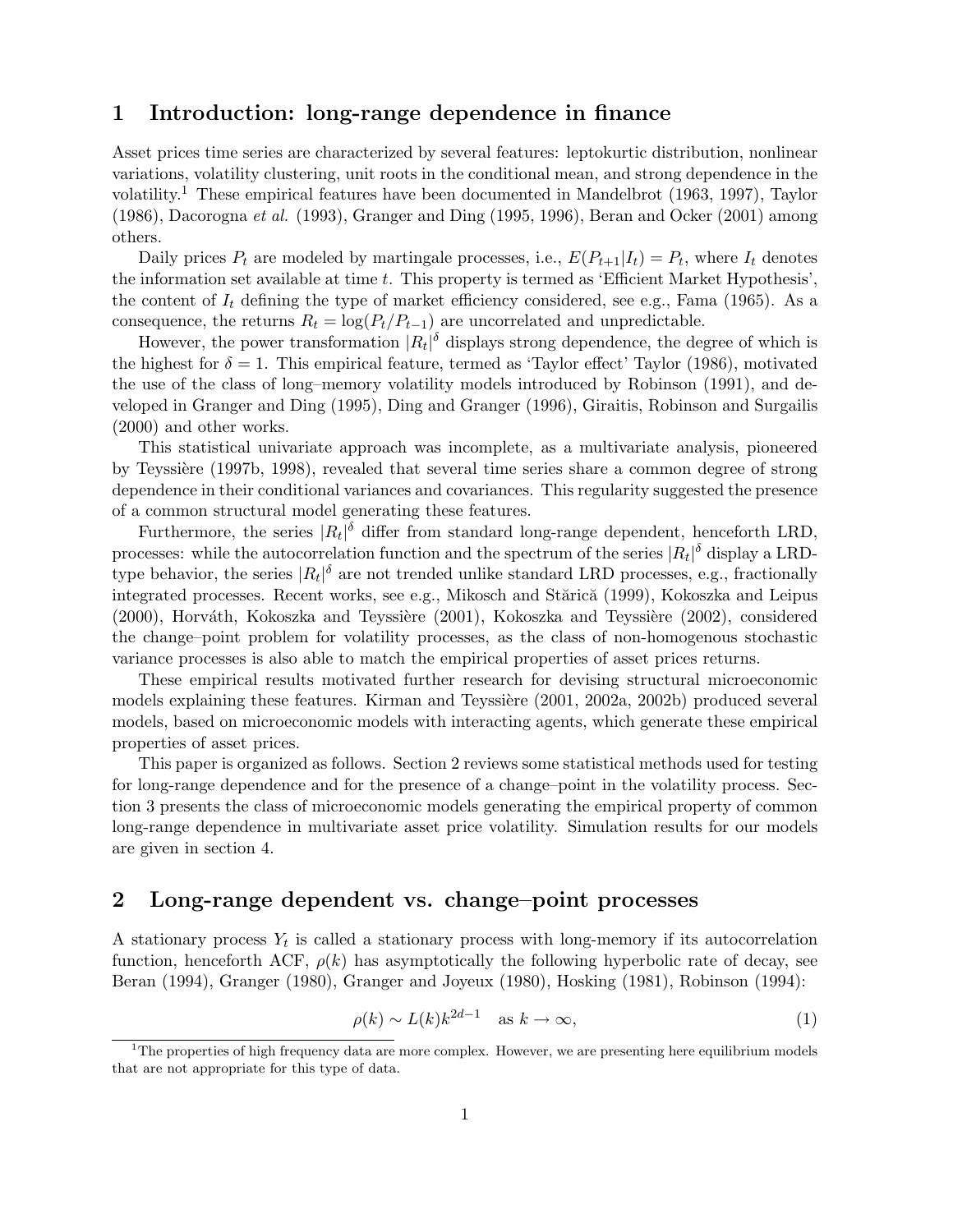## 1 Introduction: long-range dependence in finance

Asset prices time series are characterized by several features: leptokurtic distribution, nonlinear variations, volatility clustering, unit roots in the conditional mean, and strong dependence in the volatility.[1] These empirical features have been documented in Mandelbrot (1963, 1997), Taylor (1986), Dacorogna *et al.* (1993), Granger and Ding (1995, 1996), Beran and Ocker (2001) among others.

Daily prices $P_t$ are modeled by martingale processes, i.e., $E(P_{t+1}|I_t) = P_t$, where $I_t$ denotes the information set available at time $t$. This property is termed as 'Efficient Market Hypothesis', the content of $I_t$ defining the type of market efficiency considered, see e.g., Fama (1965). As a consequence, the returns $R_t = \log(P_t/P_{t-1})$ are uncorrelated and unpredictable.

However, the power transformation $|R_t|^\delta$ displays strong dependence, the degree of which is the highest for $\delta = 1$. This empirical feature, termed as 'Taylor effect' Taylor (1986), motivated the use of the class of long–memory volatility models introduced by Robinson (1991), and developed in Granger and Ding (1995), Ding and Granger (1996), Giraitis, Robinson and Surgailis (2000) and other works.

This statistical univariate approach was incomplete, as a multivariate analysis, pioneered by Teyssière (1997b, 1998), revealed that several time series share a common degree of strong dependence in their conditional variances and covariances. This regularity suggested the presence of a common structural model generating these features.

Furthermore, the series $|R_t|^\delta$ differ from standard long-range dependent, henceforth LRD, processes: while the autocorrelation function and the spectrum of the series $|R_t|^\delta$ display a LRD-type behavior, the series $|R_t|^\delta$ are not trended unlike standard LRD processes, e.g., fractionally integrated processes. Recent works, see e.g., Mikosch and Stărică (1999), Kokoszka and Leipus (2000), Horváth, Kokoszka and Teyssière (2001), Kokoszka and Teyssière (2002), considered the change–point problem for volatility processes, as the class of non-homogenous stochastic variance processes is also able to match the empirical properties of asset prices returns.

These empirical results motivated further research for devising structural microeconomic models explaining these features. Kirman and Teyssière (2001, 2002a, 2002b) produced several models, based on microeconomic models with interacting agents, which generate these empirical properties of asset prices.

This paper is organized as follows. Section 2 reviews some statistical methods used for testing for long-range dependence and for the presence of a change–point in the volatility process. Section 3 presents the class of microeconomic models generating the empirical property of common long-range dependence in multivariate asset price volatility. Simulation results for our models are given in section 4.

## 2 Long-range dependent vs. change–point processes

A stationary process $Y_t$ is called a stationary process with long-memory if its autocorrelation function, henceforth ACF, $\rho(k)$ has asymptotically the following hyperbolic rate of decay, see Beran (1994), Granger (1980), Granger and Joyeux (1980), Hosking (1981), Robinson (1994):

$$\rho(k) \sim L(k)k^{2d-1} \quad \text{as } k \to \infty, \tag{1}$$

[1] The properties of high frequency data are more complex. However, we are presenting here equilibrium models that are not appropriate for this type of data.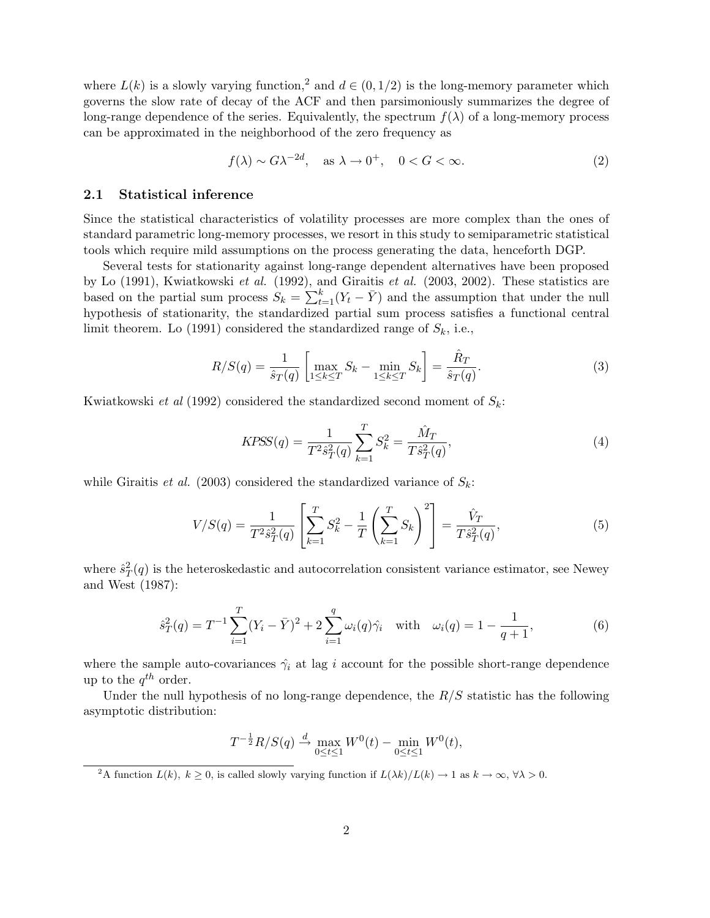where $L(k)$ is a slowly varying function,[2] and $d \in (0, 1/2)$ is the long-memory parameter which governs the slow rate of decay of the ACF and then parsimoniously summarizes the degree of long-range dependence of the series. Equivalently, the spectrum $f(\lambda)$ of a long-memory process can be approximated in the neighborhood of the zero frequency as

$$f(\lambda) \sim G\lambda^{-2d}, \quad \text{as } \lambda \to 0^+, \quad 0 < G < \infty. \tag{2}$$

### 2.1 Statistical inference

Since the statistical characteristics of volatility processes are more complex than the ones of standard parametric long-memory processes, we resort in this study to semiparametric statistical tools which require mild assumptions on the process generating the data, henceforth DGP.

Several tests for stationarity against long-range dependent alternatives have been proposed by Lo (1991), Kwiatkowski *et al.* (1992), and Giraitis *et al.* (2003, 2002). These statistics are based on the partial sum process $S_k = \sum_{t=1}^{k}(Y_t - \bar{Y})$ and the assumption that under the null hypothesis of stationarity, the standardized partial sum process satisfies a functional central limit theorem. Lo (1991) considered the standardized range of $S_k$, i.e.,

$$R/S(q) = \frac{1}{\hat{s}_T(q)}\left[\max_{1\le k\le T} S_k - \min_{1\le k\le T} S_k\right] = \frac{\hat{R}_T}{\hat{s}_T(q)}. \tag{3}$$

Kwiatkowski *et al* (1992) considered the standardized second moment of $S_k$:

$$KPSS(q) = \frac{1}{T^2\hat{s}_T^2(q)}\sum_{k=1}^{T} S_k^2 = \frac{\hat{M}_T}{T\hat{s}_T^2(q)}, \tag{4}$$

while Giraitis *et al.* (2003) considered the standardized variance of $S_k$:

$$V/S(q) = \frac{1}{T^2\hat{s}_T^2(q)}\left[\sum_{k=1}^{T} S_k^2 - \frac{1}{T}\left(\sum_{k=1}^{T} S_k\right)^2\right] = \frac{\hat{V}_T}{T\hat{s}_T^2(q)}, \tag{5}$$

where $\hat{s}_T^2(q)$ is the heteroskedastic and autocorrelation consistent variance estimator, see Newey and West (1987):

$$\hat{s}_T^2(q) = T^{-1}\sum_{i=1}^{T}(Y_i - \bar{Y})^2 + 2\sum_{i=1}^{q}\omega_i(q)\hat{\gamma}_i \quad \text{with} \quad \omega_i(q) = 1 - \frac{1}{q+1}, \tag{6}$$

where the sample auto-covariances $\hat{\gamma}_i$ at lag $i$ account for the possible short-range dependence up to the $q^{th}$ order.

Under the null hypothesis of no long-range dependence, the $R/S$ statistic has the following asymptotic distribution:

$$T^{-\frac{1}{2}}R/S(q) \xrightarrow{d} \max_{0\le t\le 1} W^0(t) - \min_{0\le t\le 1} W^0(t),$$

[2] A function $L(k)$, $k \ge 0$, is called slowly varying function if $L(\lambda k)/L(k) \to 1$ as $k \to \infty$, $\forall \lambda > 0$.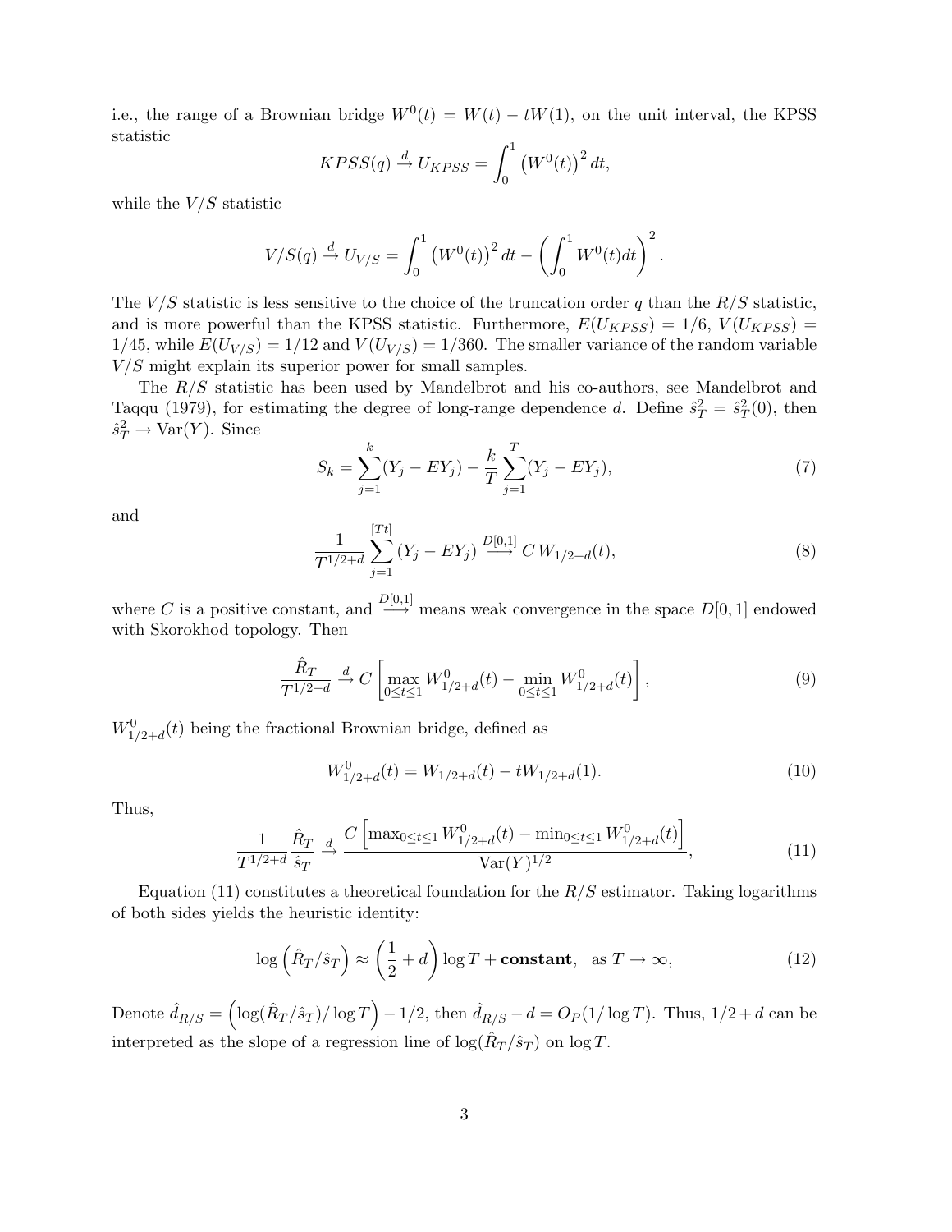i.e., the range of a Brownian bridge $W^0(t) = W(t) - tW(1)$, on the unit interval, the KPSS statistic

$$KPSS(q) \xrightarrow{d} U_{KPSS} = \int_0^1 \left(W^0(t)\right)^2 dt,$$

while the $V/S$ statistic

$$V/S(q) \xrightarrow{d} U_{V/S} = \int_0^1 \left(W^0(t)\right)^2 dt - \left(\int_0^1 W^0(t) dt\right)^2.$$

The $V/S$ statistic is less sensitive to the choice of the truncation order $q$ than the $R/S$ statistic, and is more powerful than the KPSS statistic. Furthermore, $E(U_{KPSS}) = 1/6$, $V(U_{KPSS}) = 1/45$, while $E(U_{V/S}) = 1/12$ and $V(U_{V/S}) = 1/360$. The smaller variance of the random variable $V/S$ might explain its superior power for small samples.

The $R/S$ statistic has been used by Mandelbrot and his co-authors, see Mandelbrot and Taqqu (1979), for estimating the degree of long-range dependence $d$. Define $\hat{s}_T^2 = \hat{s}_T^2(0)$, then $\hat{s}_T^2 \to \text{Var}(Y)$. Since

$$S_k = \sum_{j=1}^{k} (Y_j - EY_j) - \frac{k}{T} \sum_{j=1}^{T} (Y_j - EY_j), \tag{7}$$

and

$$\frac{1}{T^{1/2+d}} \sum_{j=1}^{[Tt]} (Y_j - EY_j) \xrightarrow{D[0,1]} C\, W_{1/2+d}(t), \tag{8}$$

where $C$ is a positive constant, and $\xrightarrow{D[0,1]}$ means weak convergence in the space $D[0,1]$ endowed with Skorokhod topology. Then

$$\frac{\hat{R}_T}{T^{1/2+d}} \xrightarrow{d} C \left[ \max_{0 \le t \le 1} W^0_{1/2+d}(t) - \min_{0 \le t \le 1} W^0_{1/2+d}(t) \right], \tag{9}$$

$W^0_{1/2+d}(t)$ being the fractional Brownian bridge, defined as

$$W^0_{1/2+d}(t) = W_{1/2+d}(t) - tW_{1/2+d}(1). \tag{10}$$

Thus,

$$\frac{1}{T^{1/2+d}} \frac{\hat{R}_T}{\hat{s}_T} \xrightarrow{d} \frac{C \left[ \max_{0 \le t \le 1} W^0_{1/2+d}(t) - \min_{0 \le t \le 1} W^0_{1/2+d}(t) \right]}{\text{Var}(Y)^{1/2}}, \tag{11}$$

Equation (11) constitutes a theoretical foundation for the $R/S$ estimator. Taking logarithms of both sides yields the heuristic identity:

$$\log\left(\hat{R}_T / \hat{s}_T\right) \approx \left(\frac{1}{2} + d\right) \log T + \textbf{constant}, \quad \text{as } T \to \infty, \tag{12}$$

Denote $\hat{d}_{R/S} = \left(\log(\hat{R}_T/\hat{s}_T)/\log T\right) - 1/2$, then $\hat{d}_{R/S} - d = O_P(1/\log T)$. Thus, $1/2 + d$ can be interpreted as the slope of a regression line of $\log(\hat{R}_T/\hat{s}_T)$ on $\log T$.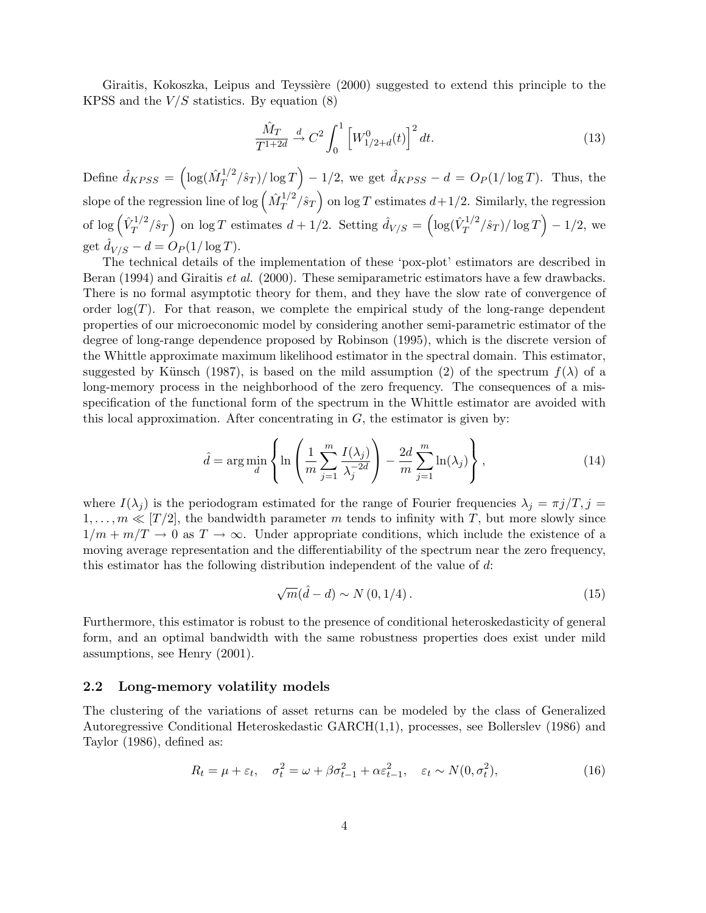Giraitis, Kokoszka, Leipus and Teyssière (2000) suggested to extend this principle to the KPSS and the $V/S$ statistics. By equation (8)

$$\frac{\hat{M}_T}{T^{1+2d}} \xrightarrow{d} C^2 \int_0^1 \left[ W^0_{1/2+d}(t) \right]^2 dt. \tag{13}$$

Define $\hat{d}_{KPSS} = \left( \log(\hat{M}_T^{1/2}/\hat{s}_T)/\log T \right) - 1/2$, we get $\hat{d}_{KPSS} - d = O_P(1/\log T)$. Thus, the slope of the regression line of $\log\left(\hat{M}_T^{1/2}/\hat{s}_T\right)$ on $\log T$ estimates $d+1/2$. Similarly, the regression of $\log\left(\hat{V}_T^{1/2}/\hat{s}_T\right)$ on $\log T$ estimates $d+1/2$. Setting $\hat{d}_{V/S} = \left( \log(\hat{V}_T^{1/2}/\hat{s}_T)/\log T \right) - 1/2$, we get $\hat{d}_{V/S} - d = O_P(1/\log T)$.

The technical details of the implementation of these 'pox-plot' estimators are described in Beran (1994) and Giraitis *et al.* (2000). These semiparametric estimators have a few drawbacks. There is no formal asymptotic theory for them, and they have the slow rate of convergence of order $\log(T)$. For that reason, we complete the empirical study of the long-range dependent properties of our microeconomic model by considering another semi-parametric estimator of the degree of long-range dependence proposed by Robinson (1995), which is the discrete version of the Whittle approximate maximum likelihood estimator in the spectral domain. This estimator, suggested by Künsch (1987), is based on the mild assumption (2) of the spectrum $f(\lambda)$ of a long-memory process in the neighborhood of the zero frequency. The consequences of a misspecification of the functional form of the spectrum in the Whittle estimator are avoided with this local approximation. After concentrating in $G$, the estimator is given by:

$$\hat{d} = \arg\min_d \left\{ \ln\left( \frac{1}{m} \sum_{j=1}^{m} \frac{I(\lambda_j)}{\lambda_j^{-2d}} \right) - \frac{2d}{m} \sum_{j=1}^{m} \ln(\lambda_j) \right\}, \tag{14}$$

where $I(\lambda_j)$ is the periodogram estimated for the range of Fourier frequencies $\lambda_j = \pi j/T, j = 1, \ldots, m \ll [T/2]$, the bandwidth parameter $m$ tends to infinity with $T$, but more slowly since $1/m + m/T \to 0$ as $T \to \infty$. Under appropriate conditions, which include the existence of a moving average representation and the differentiability of the spectrum near the zero frequency, this estimator has the following distribution independent of the value of $d$:

$$\sqrt{m}(\hat{d} - d) \sim N(0, 1/4). \tag{15}$$

Furthermore, this estimator is robust to the presence of conditional heteroskedasticity of general form, and an optimal bandwidth with the same robustness properties does exist under mild assumptions, see Henry (2001).

## 2.2 Long-memory volatility models

The clustering of the variations of asset returns can be modeled by the class of Generalized Autoregressive Conditional Heteroskedastic GARCH(1,1), processes, see Bollerslev (1986) and Taylor (1986), defined as:

$$R_t = \mu + \varepsilon_t, \quad \sigma_t^2 = \omega + \beta\sigma_{t-1}^2 + \alpha\varepsilon_{t-1}^2, \quad \varepsilon_t \sim N(0, \sigma_t^2), \tag{16}$$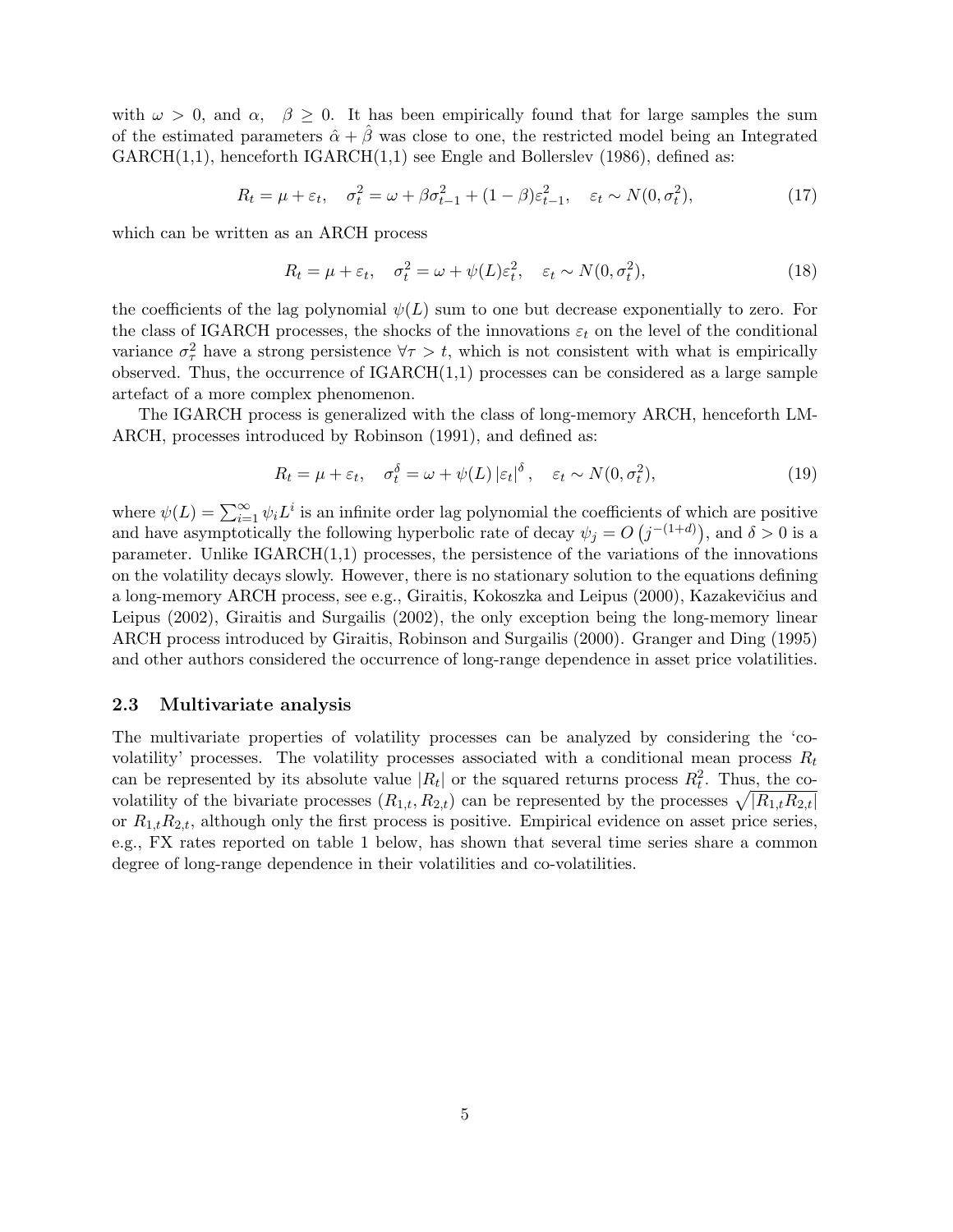with $\omega > 0$, and $\alpha$, $\beta \geq 0$. It has been empirically found that for large samples the sum of the estimated parameters $\hat{\alpha} + \hat{\beta}$ was close to one, the restricted model being an Integrated GARCH(1,1), henceforth IGARCH(1,1) see Engle and Bollerslev (1986), defined as:

$$R_t = \mu + \varepsilon_t, \quad \sigma_t^2 = \omega + \beta \sigma_{t-1}^2 + (1 - \beta) \varepsilon_{t-1}^2, \quad \varepsilon_t \sim N(0, \sigma_t^2), \tag{17}$$

which can be written as an ARCH process

$$R_t = \mu + \varepsilon_t, \quad \sigma_t^2 = \omega + \psi(L) \varepsilon_t^2, \quad \varepsilon_t \sim N(0, \sigma_t^2), \tag{18}$$

the coefficients of the lag polynomial $\psi(L)$ sum to one but decrease exponentially to zero. For the class of IGARCH processes, the shocks of the innovations $\varepsilon_t$ on the level of the conditional variance $\sigma_\tau^2$ have a strong persistence $\forall \tau > t$, which is not consistent with what is empirically observed. Thus, the occurrence of IGARCH(1,1) processes can be considered as a large sample artefact of a more complex phenomenon.

The IGARCH process is generalized with the class of long-memory ARCH, henceforth LM-ARCH, processes introduced by Robinson (1991), and defined as:

$$R_t = \mu + \varepsilon_t, \quad \sigma_t^\delta = \omega + \psi(L) \left| \varepsilon_t \right|^\delta, \quad \varepsilon_t \sim N(0, \sigma_t^2), \tag{19}$$

where $\psi(L) = \sum_{i=1}^{\infty} \psi_i L^i$ is an infinite order lag polynomial the coefficients of which are positive and have asymptotically the following hyperbolic rate of decay $\psi_j = O\left(j^{-(1+d)}\right)$, and $\delta > 0$ is a parameter. Unlike IGARCH(1,1) processes, the persistence of the variations of the innovations on the volatility decays slowly. However, there is no stationary solution to the equations defining a long-memory ARCH process, see e.g., Giraitis, Kokoszka and Leipus (2000), Kazakevičius and Leipus (2002), Giraitis and Surgailis (2002), the only exception being the long-memory linear ARCH process introduced by Giraitis, Robinson and Surgailis (2000). Granger and Ding (1995) and other authors considered the occurrence of long-range dependence in asset price volatilities.

### 2.3 Multivariate analysis

The multivariate properties of volatility processes can be analyzed by considering the 'co-volatility' processes. The volatility processes associated with a conditional mean process $R_t$ can be represented by its absolute value $|R_t|$ or the squared returns process $R_t^2$. Thus, the co-volatility of the bivariate processes $(R_{1,t}, R_{2,t})$ can be represented by the processes $\sqrt{|R_{1,t} R_{2,t}|}$ or $R_{1,t} R_{2,t}$, although only the first process is positive. Empirical evidence on asset price series, e.g., FX rates reported on table 1 below, has shown that several time series share a common degree of long-range dependence in their volatilities and co-volatilities.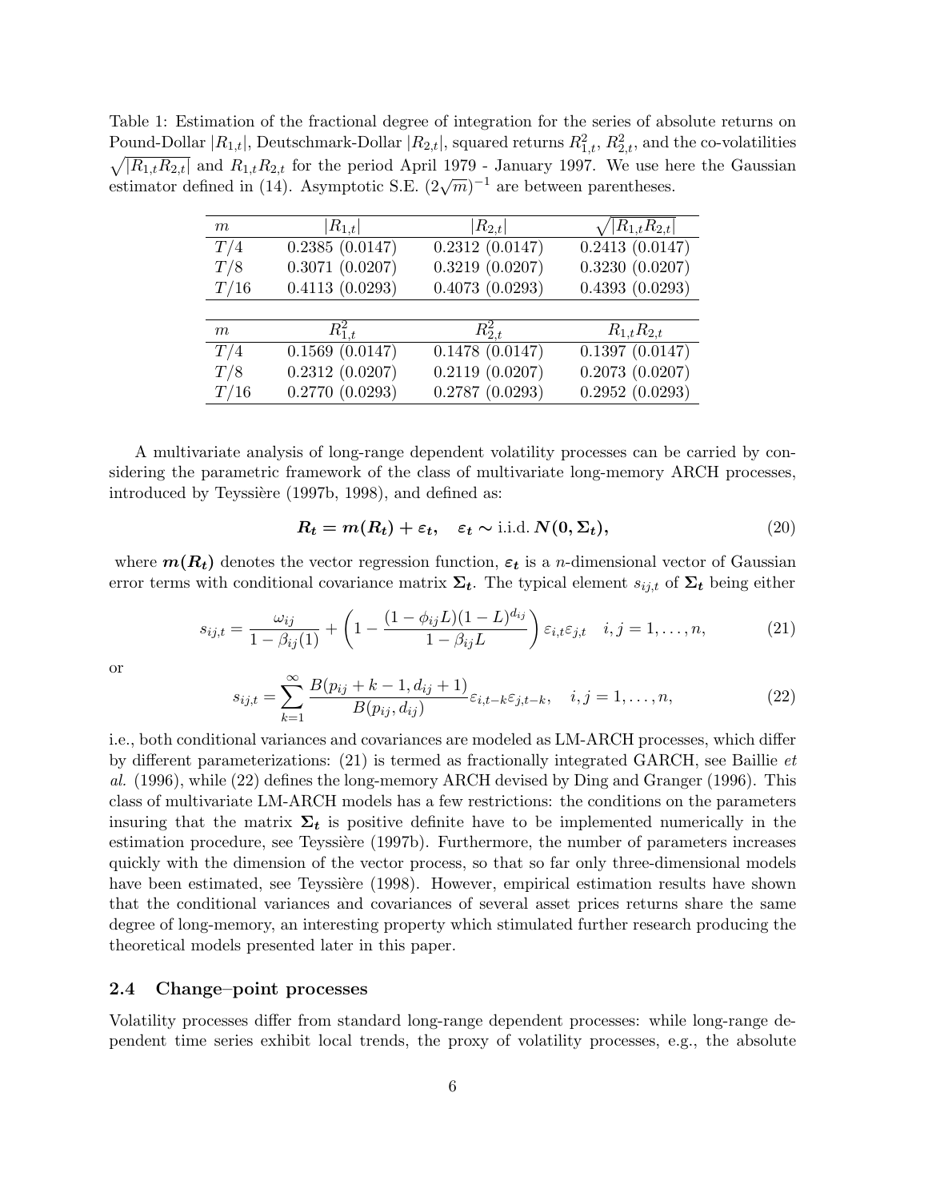Table 1: Estimation of the fractional degree of integration for the series of absolute returns on Pound-Dollar $|R_{1,t}|$, Deutschmark-Dollar $|R_{2,t}|$, squared returns $R_{1,t}^2$, $R_{2,t}^2$, and the co-volatilities $\sqrt{|R_{1,t}R_{2,t}|}$ and $R_{1,t}R_{2,t}$ for the period April 1979 - January 1997. We use here the Gaussian estimator defined in (14). Asymptotic S.E. $(2\sqrt{m})^{-1}$ are between parentheses.

| $m$ | $\lvert R_{1,t}\rvert$ | $\lvert R_{2,t}\rvert$ | $\sqrt{\lvert R_{1,t}R_{2,t}\rvert}$ |
|---|---|---|---|
| $T/4$ | 0.2385 (0.0147) | 0.2312 (0.0147) | 0.2413 (0.0147) |
| $T/8$ | 0.3071 (0.0207) | 0.3219 (0.0207) | 0.3230 (0.0207) |
| $T/16$ | 0.4113 (0.0293) | 0.4073 (0.0293) | 0.4393 (0.0293) |
| $m$ | $R_{1,t}^2$ | $R_{2,t}^2$ | $R_{1,t}R_{2,t}$ |
| $T/4$ | 0.1569 (0.0147) | 0.1478 (0.0147) | 0.1397 (0.0147) |
| $T/8$ | 0.2312 (0.0207) | 0.2119 (0.0207) | 0.2073 (0.0207) |
| $T/16$ | 0.2770 (0.0293) | 0.2787 (0.0293) | 0.2952 (0.0293) |

A multivariate analysis of long-range dependent volatility processes can be carried by considering the parametric framework of the class of multivariate long-memory ARCH processes, introduced by Teyssière (1997b, 1998), and defined as:

$$\boldsymbol{R_t} = \boldsymbol{m(R_t)} + \boldsymbol{\varepsilon_t}, \quad \boldsymbol{\varepsilon_t} \sim \text{i.i.d. } \boldsymbol{N(0, \Sigma_t)}, \tag{20}$$

where $\boldsymbol{m(R_t)}$ denotes the vector regression function, $\boldsymbol{\varepsilon_t}$ is a $n$-dimensional vector of Gaussian error terms with conditional covariance matrix $\boldsymbol{\Sigma_t}$. The typical element $s_{ij,t}$ of $\boldsymbol{\Sigma_t}$ being either

$$s_{ij,t} = \frac{\omega_{ij}}{1-\beta_{ij}(1)} + \left(1 - \frac{(1-\phi_{ij}L)(1-L)^{d_{ij}}}{1-\beta_{ij}L}\right)\varepsilon_{i,t}\varepsilon_{j,t} \quad i,j = 1,\ldots,n, \tag{21}$$

or

$$s_{ij,t} = \sum_{k=1}^{\infty} \frac{B(p_{ij}+k-1, d_{ij}+1)}{B(p_{ij}, d_{ij})}\varepsilon_{i,t-k}\varepsilon_{j,t-k}, \quad i,j = 1,\ldots,n, \tag{22}$$

i.e., both conditional variances and covariances are modeled as LM-ARCH processes, which differ by different parameterizations: (21) is termed as fractionally integrated GARCH, see Baillie *et al.* (1996), while (22) defines the long-memory ARCH devised by Ding and Granger (1996). This class of multivariate LM-ARCH models has a few restrictions: the conditions on the parameters insuring that the matrix $\boldsymbol{\Sigma_t}$ is positive definite have to be implemented numerically in the estimation procedure, see Teyssière (1997b). Furthermore, the number of parameters increases quickly with the dimension of the vector process, so that so far only three-dimensional models have been estimated, see Teyssière (1998). However, empirical estimation results have shown that the conditional variances and covariances of several asset prices returns share the same degree of long-memory, an interesting property which stimulated further research producing the theoretical models presented later in this paper.

### 2.4 Change–point processes

Volatility processes differ from standard long-range dependent processes: while long-range dependent time series exhibit local trends, the proxy of volatility processes, e.g., the absolute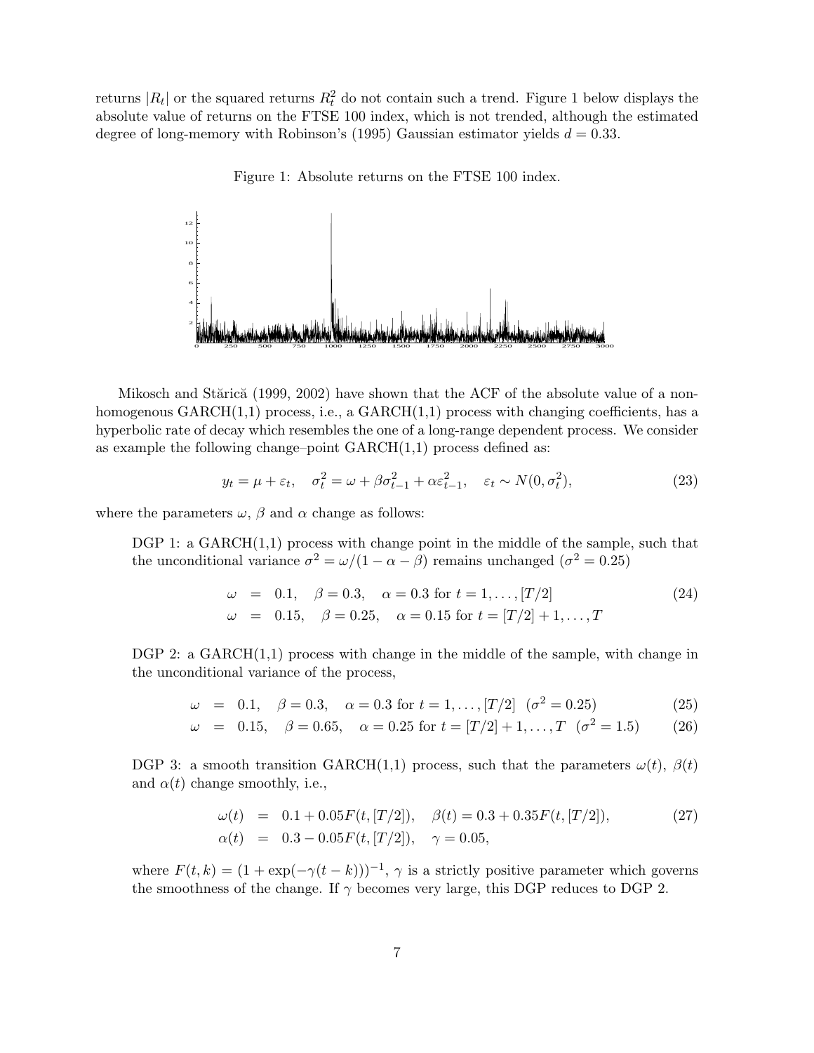returns $|R_t|$ or the squared returns $R_t^2$ do not contain such a trend. Figure 1 below displays the absolute value of returns on the FTSE 100 index, which is not trended, although the estimated degree of long-memory with Robinson's (1995) Gaussian estimator yields $d = 0.33$.

Figure 1: Absolute returns on the FTSE 100 index.

Mikosch and Stărică (1999, 2002) have shown that the ACF of the absolute value of a non-homogenous GARCH(1,1) process, i.e., a GARCH(1,1) process with changing coefficients, has a hyperbolic rate of decay which resembles the one of a long-range dependent process. We consider as example the following change–point GARCH(1,1) process defined as:

$$y_t = \mu + \varepsilon_t, \quad \sigma_t^2 = \omega + \beta\sigma_{t-1}^2 + \alpha\varepsilon_{t-1}^2, \quad \varepsilon_t \sim N(0, \sigma_t^2), \tag{23}$$

where the parameters $\omega$, $\beta$ and $\alpha$ change as follows:

DGP 1: a GARCH(1,1) process with change point in the middle of the sample, such that the unconditional variance $\sigma^2 = \omega/(1 - \alpha - \beta)$ remains unchanged ($\sigma^2 = 0.25$)

$$\begin{aligned} \omega &= 0.1, \quad \beta = 0.3, \quad \alpha = 0.3 \text{ for } t = 1, \ldots, [T/2] \\ \omega &= 0.15, \quad \beta = 0.25, \quad \alpha = 0.15 \text{ for } t = [T/2] + 1, \ldots, T \end{aligned} \tag{24}$$

DGP 2: a GARCH(1,1) process with change in the middle of the sample, with change in the unconditional variance of the process,

$$\omega = 0.1, \quad \beta = 0.3, \quad \alpha = 0.3 \text{ for } t = 1, \ldots, [T/2] \ \ (\sigma^2 = 0.25) \tag{25}$$

$$\omega = 0.15, \quad \beta = 0.65, \quad \alpha = 0.25 \text{ for } t = [T/2] + 1, \ldots, T \ \ (\sigma^2 = 1.5) \tag{26}$$

DGP 3: a smooth transition GARCH(1,1) process, such that the parameters $\omega(t)$, $\beta(t)$ and $\alpha(t)$ change smoothly, i.e.,

$$\begin{aligned} \omega(t) &= 0.1 + 0.05F(t, [T/2]), \quad \beta(t) = 0.3 + 0.35F(t, [T/2]), \\ \alpha(t) &= 0.3 - 0.05F(t, [T/2]), \quad \gamma = 0.05, \end{aligned} \tag{27}$$

where $F(t, k) = (1 + \exp(-\gamma(t - k)))^{-1}$, $\gamma$ is a strictly positive parameter which governs the smoothness of the change. If $\gamma$ becomes very large, this DGP reduces to DGP 2.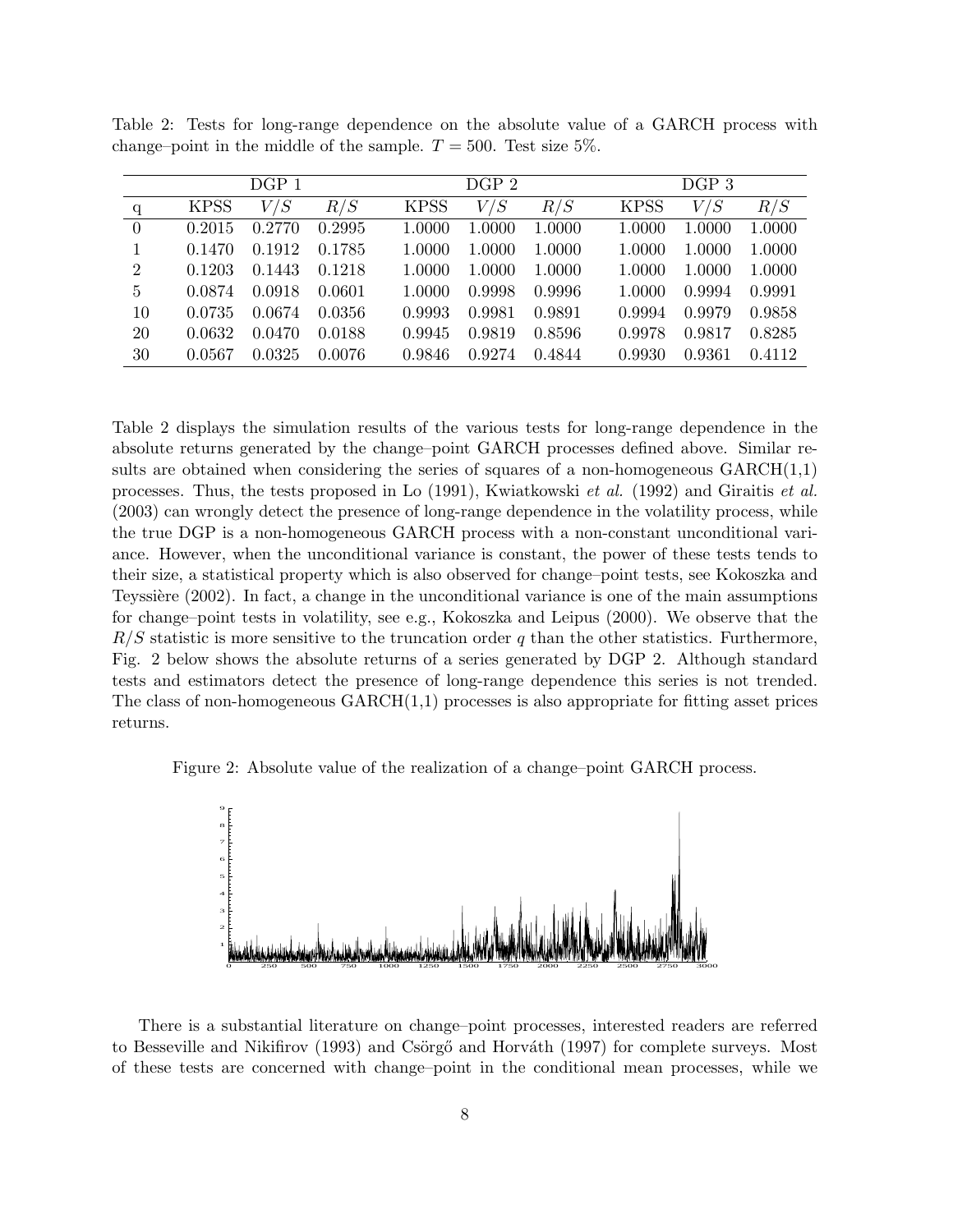Table 2: Tests for long-range dependence on the absolute value of a GARCH process with change–point in the middle of the sample. $T = 500$. Test size 5%.

| | DGP 1 | | | DGP 2 | | | DGP 3 | | |
|---|---|---|---|---|---|---|---|---|---|
| q | KPSS | $V/S$ | $R/S$ | KPSS | $V/S$ | $R/S$ | KPSS | $V/S$ | $R/S$ |
| 0 | 0.2015 | 0.2770 | 0.2995 | 1.0000 | 1.0000 | 1.0000 | 1.0000 | 1.0000 | 1.0000 |
| 1 | 0.1470 | 0.1912 | 0.1785 | 1.0000 | 1.0000 | 1.0000 | 1.0000 | 1.0000 | 1.0000 |
| 2 | 0.1203 | 0.1443 | 0.1218 | 1.0000 | 1.0000 | 1.0000 | 1.0000 | 1.0000 | 1.0000 |
| 5 | 0.0874 | 0.0918 | 0.0601 | 1.0000 | 0.9998 | 0.9996 | 1.0000 | 0.9994 | 0.9991 |
| 10 | 0.0735 | 0.0674 | 0.0356 | 0.9993 | 0.9981 | 0.9891 | 0.9994 | 0.9979 | 0.9858 |
| 20 | 0.0632 | 0.0470 | 0.0188 | 0.9945 | 0.9819 | 0.8596 | 0.9978 | 0.9817 | 0.8285 |
| 30 | 0.0567 | 0.0325 | 0.0076 | 0.9846 | 0.9274 | 0.4844 | 0.9930 | 0.9361 | 0.4112 |

Table 2 displays the simulation results of the various tests for long-range dependence in the absolute returns generated by the change–point GARCH processes defined above. Similar results are obtained when considering the series of squares of a non-homogeneous GARCH(1,1) processes. Thus, the tests proposed in Lo (1991), Kwiatkowski *et al.* (1992) and Giraitis *et al.* (2003) can wrongly detect the presence of long-range dependence in the volatility process, while the true DGP is a non-homogeneous GARCH process with a non-constant unconditional variance. However, when the unconditional variance is constant, the power of these tests tends to their size, a statistical property which is also observed for change–point tests, see Kokoszka and Teyssière (2002). In fact, a change in the unconditional variance is one of the main assumptions for change–point tests in volatility, see e.g., Kokoszka and Leipus (2000). We observe that the $R/S$ statistic is more sensitive to the truncation order $q$ than the other statistics. Furthermore, Fig. 2 below shows the absolute returns of a series generated by DGP 2. Although standard tests and estimators detect the presence of long-range dependence this series is not trended. The class of non-homogeneous GARCH(1,1) processes is also appropriate for fitting asset prices returns.

Figure 2: Absolute value of the realization of a change–point GARCH process.

There is a substantial literature on change–point processes, interested readers are referred to Besseville and Nikifirov (1993) and Csörgő and Horváth (1997) for complete surveys. Most of these tests are concerned with change–point in the conditional mean processes, while we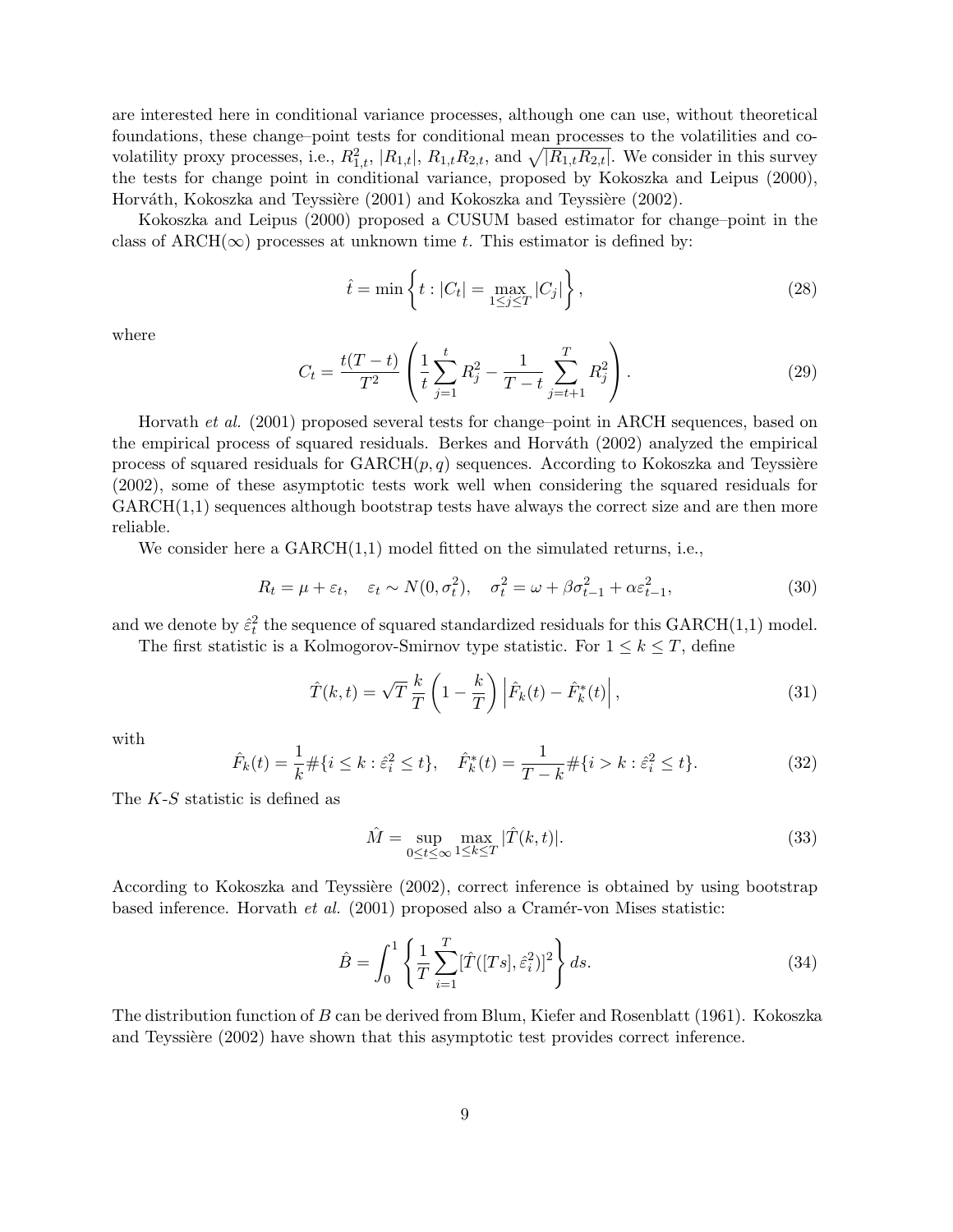are interested here in conditional variance processes, although one can use, without theoretical foundations, these change–point tests for conditional mean processes to the volatilities and co-volatility proxy processes, i.e., $R_{1,t}^2$, $|R_{1,t}|$, $R_{1,t}R_{2,t}$, and $\sqrt{|R_{1,t}R_{2,t}|}$. We consider in this survey the tests for change point in conditional variance, proposed by Kokoszka and Leipus (2000), Horváth, Kokoszka and Teyssière (2001) and Kokoszka and Teyssière (2002).

Kokoszka and Leipus (2000) proposed a CUSUM based estimator for change–point in the class of ARCH($\infty$) processes at unknown time $t$. This estimator is defined by:

$$\hat{t} = \min \left\{ t : |C_t| = \max_{1 \le j \le T} |C_j| \right\}, \tag{28}$$

where

$$C_t = \frac{t(T-t)}{T^2} \left( \frac{1}{t} \sum_{j=1}^{t} R_j^2 - \frac{1}{T-t} \sum_{j=t+1}^{T} R_j^2 \right). \tag{29}$$

Horvath *et al.* (2001) proposed several tests for change–point in ARCH sequences, based on the empirical process of squared residuals. Berkes and Horváth (2002) analyzed the empirical process of squared residuals for GARCH($p,q$) sequences. According to Kokoszka and Teyssière (2002), some of these asymptotic tests work well when considering the squared residuals for GARCH(1,1) sequences although bootstrap tests have always the correct size and are then more reliable.

We consider here a GARCH(1,1) model fitted on the simulated returns, i.e.,

$$R_t = \mu + \varepsilon_t, \quad \varepsilon_t \sim N(0, \sigma_t^2), \quad \sigma_t^2 = \omega + \beta \sigma_{t-1}^2 + \alpha \varepsilon_{t-1}^2, \tag{30}$$

and we denote by $\hat{\varepsilon}_t^2$ the sequence of squared standardized residuals for this GARCH(1,1) model.

The first statistic is a Kolmogorov-Smirnov type statistic. For $1 \le k \le T$, define

$$\hat{T}(k,t) = \sqrt{T} \, \frac{k}{T} \left( 1 - \frac{k}{T} \right) \left| \hat{F}_k(t) - \hat{F}_k^*(t) \right|, \tag{31}$$

with

$$\hat{F}_k(t) = \frac{1}{k} \#\{ i \le k : \hat{\varepsilon}_i^2 \le t \}, \quad \hat{F}_k^*(t) = \frac{1}{T-k} \#\{ i > k : \hat{\varepsilon}_i^2 \le t \}. \tag{32}$$

The $K$-$S$ statistic is defined as

$$\hat{M} = \sup_{0 \le t \le \infty} \max_{1 \le k \le T} |\hat{T}(k,t)|. \tag{33}$$

According to Kokoszka and Teyssière (2002), correct inference is obtained by using bootstrap based inference. Horvath *et al.* (2001) proposed also a Cramér-von Mises statistic:

$$\hat{B} = \int_0^1 \left\{ \frac{1}{T} \sum_{i=1}^{T} [\hat{T}([Ts], \hat{\varepsilon}_i^2)]^2 \right\} ds. \tag{34}$$

The distribution function of $B$ can be derived from Blum, Kiefer and Rosenblatt (1961). Kokoszka and Teyssière (2002) have shown that this asymptotic test provides correct inference.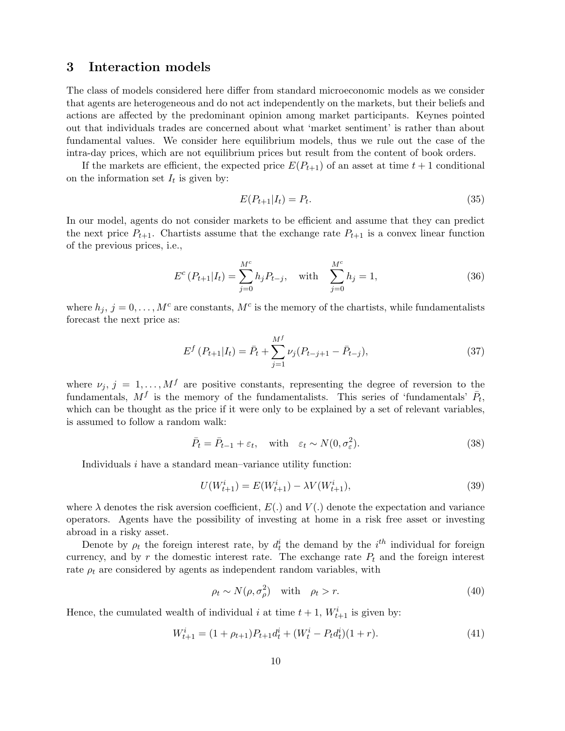## 3 Interaction models

The class of models considered here differ from standard microeconomic models as we consider that agents are heterogeneous and do not act independently on the markets, but their beliefs and actions are affected by the predominant opinion among market participants. Keynes pointed out that individuals trades are concerned about what 'market sentiment' is rather than about fundamental values. We consider here equilibrium models, thus we rule out the case of the intra-day prices, which are not equilibrium prices but result from the content of book orders.

If the markets are efficient, the expected price $E(P_{t+1})$ of an asset at time $t+1$ conditional on the information set $I_t$ is given by:

$$E(P_{t+1}|I_t) = P_t. \tag{35}$$

In our model, agents do not consider markets to be efficient and assume that they can predict the next price $P_{t+1}$. Chartists assume that the exchange rate $P_{t+1}$ is a convex linear function of the previous prices, i.e.,

$$E^c\left(P_{t+1}|I_t\right) = \sum_{j=0}^{M^c} h_j P_{t-j}, \quad \text{with} \quad \sum_{j=0}^{M^c} h_j = 1, \tag{36}$$

where $h_j$, $j = 0, \ldots, M^c$ are constants, $M^c$ is the memory of the chartists, while fundamentalists forecast the next price as:

$$E^f\left(P_{t+1}|I_t\right) = \bar{P}_t + \sum_{j=1}^{M^f} \nu_j (P_{t-j+1} - \bar{P}_{t-j}), \tag{37}$$

where $\nu_j$, $j = 1, \ldots, M^f$ are positive constants, representing the degree of reversion to the fundamentals, $M^f$ is the memory of the fundamentalists. This series of 'fundamentals' $\bar{P}_t$, which can be thought as the price if it were only to be explained by a set of relevant variables, is assumed to follow a random walk:

$$\bar{P}_t = \bar{P}_{t-1} + \varepsilon_t, \quad \text{with} \quad \varepsilon_t \sim N(0, \sigma_\varepsilon^2). \tag{38}$$

Individuals $i$ have a standard mean–variance utility function:

$$U(W_{t+1}^i) = E(W_{t+1}^i) - \lambda V(W_{t+1}^i), \tag{39}$$

where $\lambda$ denotes the risk aversion coefficient, $E(.)$ and $V(.)$ denote the expectation and variance operators. Agents have the possibility of investing at home in a risk free asset or investing abroad in a risky asset.

Denote by $\rho_t$ the foreign interest rate, by $d_t^i$ the demand by the $i^{th}$ individual for foreign currency, and by $r$ the domestic interest rate. The exchange rate $P_t$ and the foreign interest rate $\rho_t$ are considered by agents as independent random variables, with

$$\rho_t \sim N(\rho, \sigma_\rho^2) \quad \text{with} \quad \rho_t > r. \tag{40}$$

Hence, the cumulated wealth of individual $i$ at time $t+1$, $W_{t+1}^i$ is given by:

$$W_{t+1}^i = (1 + \rho_{t+1}) P_{t+1} d_t^i + (W_t^i - P_t d_t^i)(1 + r). \tag{41}$$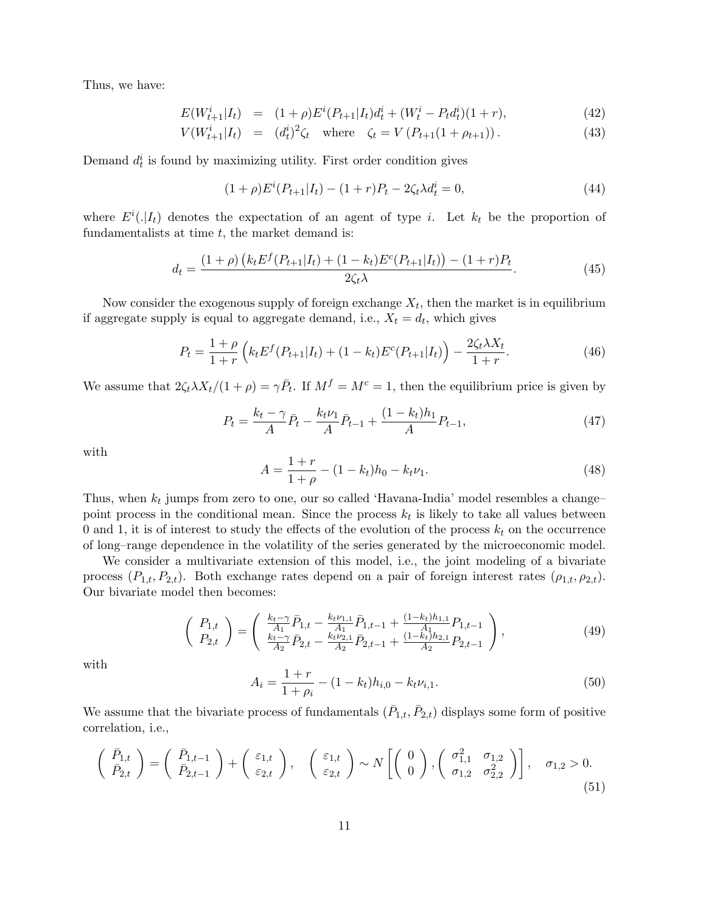Thus, we have:

$$
\begin{aligned}
E(W_{t+1}^i|I_t) &= (1+\rho)E^i(P_{t+1}|I_t)d_t^i + (W_t^i - P_t d_t^i)(1+r), \qquad (42)\\
V(W_{t+1}^i|I_t) &= (d_t^i)^2\zeta_t \quad \text{where} \quad \zeta_t = V\left(P_{t+1}(1+\rho_{t+1})\right). \qquad (43)
\end{aligned}
$$

Demand $d_t^i$ is found by maximizing utility. First order condition gives

$$
(1+\rho)E^i(P_{t+1}|I_t) - (1+r)P_t - 2\zeta_t\lambda d_t^i = 0, \qquad (44)
$$

where $E^i(.|I_t)$ denotes the expectation of an agent of type $i$. Let $k_t$ be the proportion of fundamentalists at time $t$, the market demand is:

$$
d_t = \frac{(1+\rho)\left(k_t E^f(P_{t+1}|I_t) + (1-k_t)E^c(P_{t+1}|I_t)\right) - (1+r)P_t}{2\zeta_t\lambda}. \qquad (45)
$$

Now consider the exogenous supply of foreign exchange $X_t$, then the market is in equilibrium if aggregate supply is equal to aggregate demand, i.e., $X_t = d_t$, which gives

$$
P_t = \frac{1+\rho}{1+r}\left(k_t E^f(P_{t+1}|I_t) + (1-k_t)E^c(P_{t+1}|I_t)\right) - \frac{2\zeta_t\lambda X_t}{1+r}. \qquad (46)
$$

We assume that $2\zeta_t\lambda X_t/(1+\rho) = \gamma\bar{P}_t$. If $M^f = M^c = 1$, then the equilibrium price is given by

$$
P_t = \frac{k_t - \gamma}{A}\bar{P}_t - \frac{k_t\nu_1}{A}\bar{P}_{t-1} + \frac{(1-k_t)h_1}{A}P_{t-1}, \qquad (47)
$$

with

$$
A = \frac{1+r}{1+\rho} - (1-k_t)h_0 - k_t\nu_1. \qquad (48)
$$

Thus, when $k_t$ jumps from zero to one, our so called 'Havana-India' model resembles a change–point process in the conditional mean. Since the process $k_t$ is likely to take all values between 0 and 1, it is of interest to study the effects of the evolution of the process $k_t$ on the occurrence of long–range dependence in the volatility of the series generated by the microeconomic model.

We consider a multivariate extension of this model, i.e., the joint modeling of a bivariate process $(P_{1,t}, P_{2,t})$. Both exchange rates depend on a pair of foreign interest rates $(\rho_{1,t}, \rho_{2,t})$. Our bivariate model then becomes:

$$
\begin{pmatrix} P_{1,t} \\ P_{2,t} \end{pmatrix} = \begin{pmatrix} \frac{k_t-\gamma}{A_1}\bar{P}_{1,t} - \frac{k_t\nu_{1,1}}{A_1}\bar{P}_{1,t-1} + \frac{(1-k_t)h_{1,1}}{A_1}P_{1,t-1} \\ \frac{k_t-\gamma}{A_2}\bar{P}_{2,t} - \frac{k_t\nu_{2,1}}{A_2}\bar{P}_{2,t-1} + \frac{(1-k_t)h_{2,1}}{A_2}P_{2,t-1} \end{pmatrix}, \qquad (49)
$$

with

$$
A_i = \frac{1+r}{1+\rho_i} - (1-k_t)h_{i,0} - k_t\nu_{i,1}. \qquad (50)
$$

We assume that the bivariate process of fundamentals $(\bar{P}_{1,t}, \bar{P}_{2,t})$ displays some form of positive correlation, i.e.,

$$
\begin{pmatrix} \bar{P}_{1,t} \\ \bar{P}_{2,t} \end{pmatrix} = \begin{pmatrix} \bar{P}_{1,t-1} \\ \bar{P}_{2,t-1} \end{pmatrix} + \begin{pmatrix} \varepsilon_{1,t} \\ \varepsilon_{2,t} \end{pmatrix}, \quad \begin{pmatrix} \varepsilon_{1,t} \\ \varepsilon_{2,t} \end{pmatrix} \sim N\left[\begin{pmatrix} 0 \\ 0 \end{pmatrix}, \begin{pmatrix} \sigma_{1,1}^2 & \sigma_{1,2} \\ \sigma_{1,2} & \sigma_{2,2}^2 \end{pmatrix}\right], \quad \sigma_{1,2} > 0. \qquad (51)
$$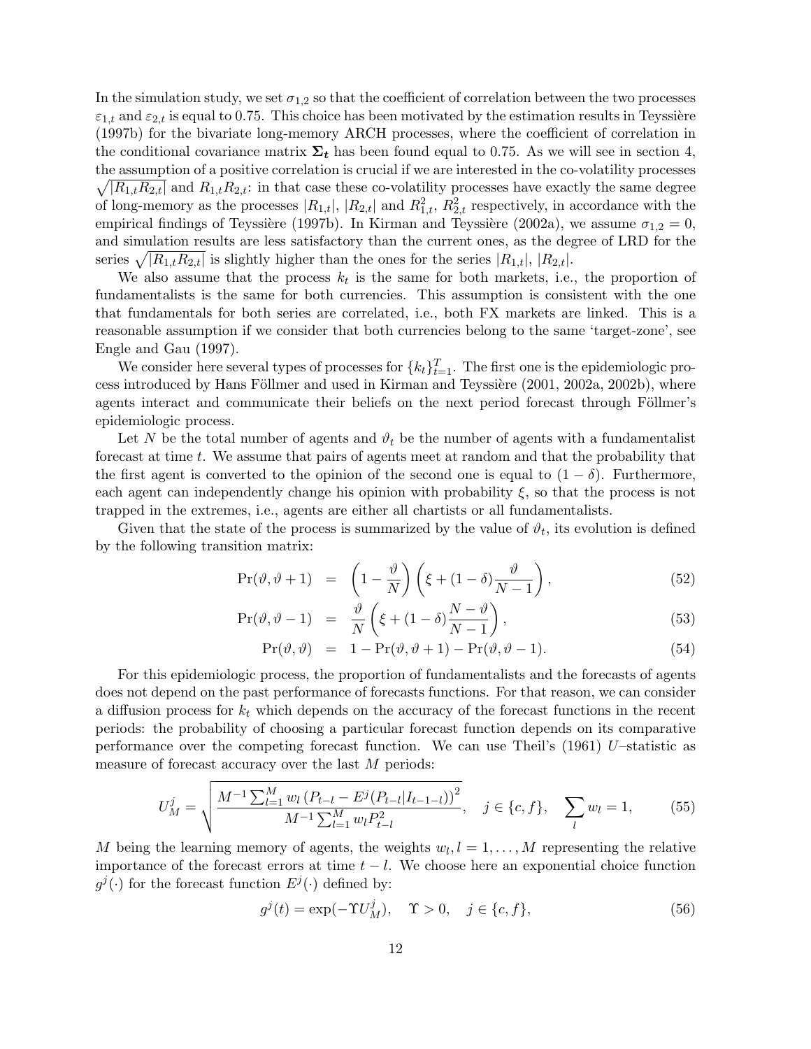In the simulation study, we set $\sigma_{1,2}$ so that the coefficient of correlation between the two processes $\varepsilon_{1,t}$ and $\varepsilon_{2,t}$ is equal to 0.75. This choice has been motivated by the estimation results in Teyssière (1997b) for the bivariate long-memory ARCH processes, where the coefficient of correlation in the conditional covariance matrix $\boldsymbol{\Sigma_t}$ has been found equal to 0.75. As we will see in section 4, the assumption of a positive correlation is crucial if we are interested in the co-volatility processes $\sqrt{|R_{1,t}R_{2,t}|}$ and $R_{1,t}R_{2,t}$: in that case these co-volatility processes have exactly the same degree of long-memory as the processes $|R_{1,t}|$, $|R_{2,t}|$ and $R_{1,t}^2$, $R_{2,t}^2$ respectively, in accordance with the empirical findings of Teyssière (1997b). In Kirman and Teyssière (2002a), we assume $\sigma_{1,2} = 0$, and simulation results are less satisfactory than the current ones, as the degree of LRD for the series $\sqrt{|R_{1,t}R_{2,t}|}$ is slightly higher than the ones for the series $|R_{1,t}|$, $|R_{2,t}|$.

We also assume that the process $k_t$ is the same for both markets, i.e., the proportion of fundamentalists is the same for both currencies. This assumption is consistent with the one that fundamentals for both series are correlated, i.e., both FX markets are linked. This is a reasonable assumption if we consider that both currencies belong to the same 'target-zone', see Engle and Gau (1997).

We consider here several types of processes for $\{k_t\}_{t=1}^T$. The first one is the epidemiologic process introduced by Hans Föllmer and used in Kirman and Teyssière (2001, 2002a, 2002b), where agents interact and communicate their beliefs on the next period forecast through Föllmer's epidemiologic process.

Let $N$ be the total number of agents and $\vartheta_t$ be the number of agents with a fundamentalist forecast at time $t$. We assume that pairs of agents meet at random and that the probability that the first agent is converted to the opinion of the second one is equal to $(1-\delta)$. Furthermore, each agent can independently change his opinion with probability $\xi$, so that the process is not trapped in the extremes, i.e., agents are either all chartists or all fundamentalists.

Given that the state of the process is summarized by the value of $\vartheta_t$, its evolution is defined by the following transition matrix:

$$
\begin{aligned}
\Pr(\vartheta, \vartheta+1) &= \left(1 - \frac{\vartheta}{N}\right)\left(\xi + (1-\delta)\frac{\vartheta}{N-1}\right), &(52)\\
\Pr(\vartheta, \vartheta-1) &= \frac{\vartheta}{N}\left(\xi + (1-\delta)\frac{N-\vartheta}{N-1}\right), &(53)\\
\Pr(\vartheta, \vartheta) &= 1 - \Pr(\vartheta, \vartheta+1) - \Pr(\vartheta, \vartheta-1). &(54)
\end{aligned}
$$

For this epidemiologic process, the proportion of fundamentalists and the forecasts of agents does not depend on the past performance of forecasts functions. For that reason, we can consider a diffusion process for $k_t$ which depends on the accuracy of the forecast functions in the recent periods: the probability of choosing a particular forecast function depends on its comparative performance over the competing forecast function. We can use Theil's (1961) $U$–statistic as measure of forecast accuracy over the last $M$ periods:

$$
U_M^j = \sqrt{\frac{M^{-1}\sum_{l=1}^{M} w_l \left(P_{t-l} - E^j(P_{t-l}|I_{t-1-l})\right)^2}{M^{-1}\sum_{l=1}^{M} w_l P_{t-l}^2}}, \quad j \in \{c, f\}, \quad \sum_l w_l = 1, \qquad (55)
$$

$M$ being the learning memory of agents, the weights $w_l, l = 1, \ldots, M$ representing the relative importance of the forecast errors at time $t-l$. We choose here an exponential choice function $g^j(\cdot)$ for the forecast function $E^j(\cdot)$ defined by:

$$
g^j(t) = \exp(-\Upsilon U_M^j), \quad \Upsilon > 0, \quad j \in \{c, f\}, \qquad (56)
$$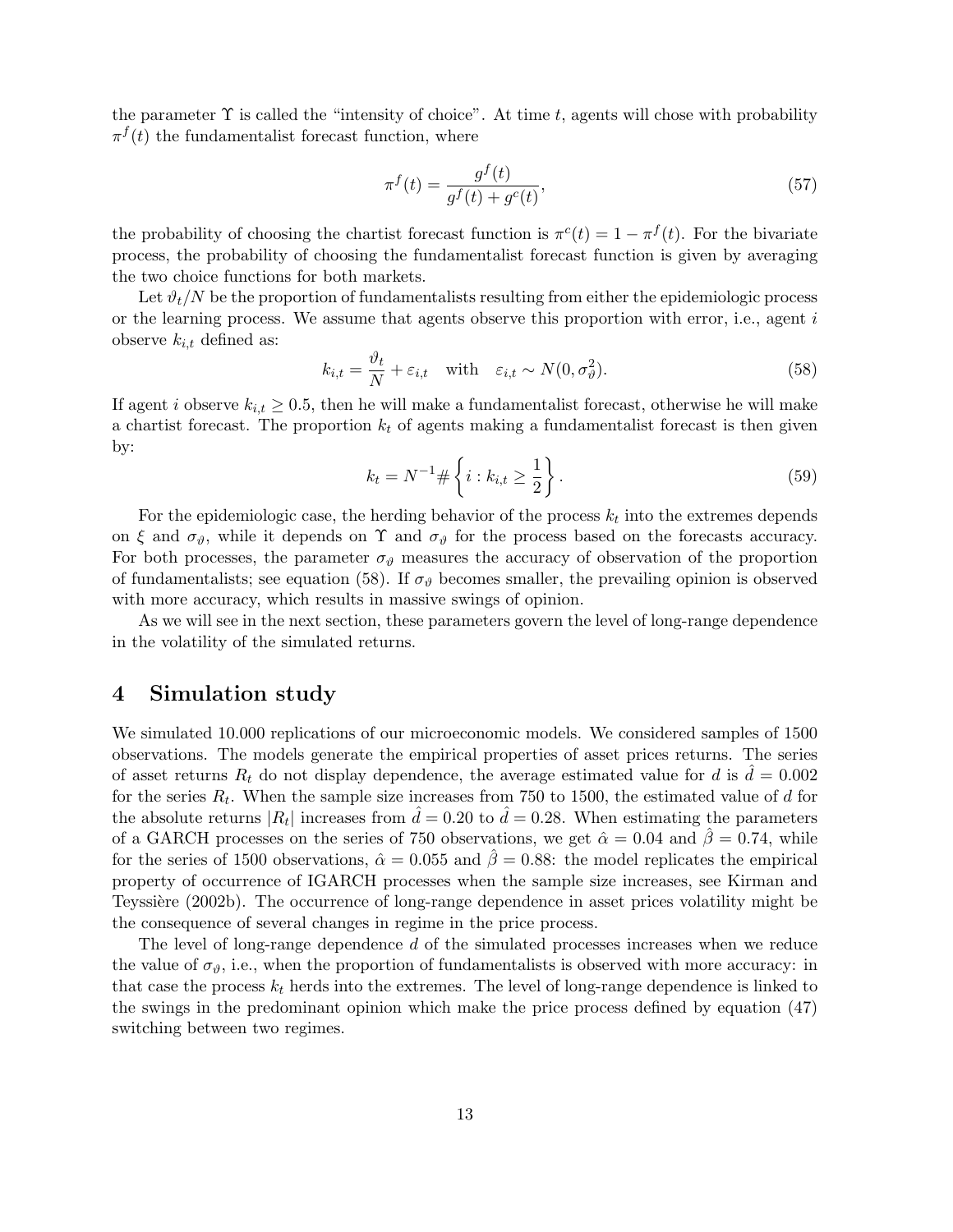the parameter $\Upsilon$ is called the "intensity of choice". At time $t$, agents will chose with probability $\pi^f(t)$ the fundamentalist forecast function, where

$$\pi^f(t) = \frac{g^f(t)}{g^f(t) + g^c(t)}, \tag{57}$$

the probability of choosing the chartist forecast function is $\pi^c(t) = 1 - \pi^f(t)$. For the bivariate process, the probability of choosing the fundamentalist forecast function is given by averaging the two choice functions for both markets.

Let $\vartheta_t/N$ be the proportion of fundamentalists resulting from either the epidemiologic process or the learning process. We assume that agents observe this proportion with error, i.e., agent $i$ observe $k_{i,t}$ defined as:

$$k_{i,t} = \frac{\vartheta_t}{N} + \varepsilon_{i,t} \quad \text{with} \quad \varepsilon_{i,t} \sim N(0, \sigma_\vartheta^2). \tag{58}$$

If agent $i$ observe $k_{i,t} \geq 0.5$, then he will make a fundamentalist forecast, otherwise he will make a chartist forecast. The proportion $k_t$ of agents making a fundamentalist forecast is then given by:

$$k_t = N^{-1} \# \left\{ i : k_{i,t} \geq \frac{1}{2} \right\}. \tag{59}$$

For the epidemiologic case, the herding behavior of the process $k_t$ into the extremes depends on $\xi$ and $\sigma_\vartheta$, while it depends on $\Upsilon$ and $\sigma_\vartheta$ for the process based on the forecasts accuracy. For both processes, the parameter $\sigma_\vartheta$ measures the accuracy of observation of the proportion of fundamentalists; see equation (58). If $\sigma_\vartheta$ becomes smaller, the prevailing opinion is observed with more accuracy, which results in massive swings of opinion.

As we will see in the next section, these parameters govern the level of long-range dependence in the volatility of the simulated returns.

## 4 Simulation study

We simulated 10.000 replications of our microeconomic models. We considered samples of 1500 observations. The models generate the empirical properties of asset prices returns. The series of asset returns $R_t$ do not display dependence, the average estimated value for $d$ is $\hat{d} = 0.002$ for the series $R_t$. When the sample size increases from 750 to 1500, the estimated value of $d$ for the absolute returns $|R_t|$ increases from $\hat{d} = 0.20$ to $\hat{d} = 0.28$. When estimating the parameters of a GARCH processes on the series of 750 observations, we get $\hat{\alpha} = 0.04$ and $\hat{\beta} = 0.74$, while for the series of 1500 observations, $\hat{\alpha} = 0.055$ and $\hat{\beta} = 0.88$: the model replicates the empirical property of occurrence of IGARCH processes when the sample size increases, see Kirman and Teyssière (2002b). The occurrence of long-range dependence in asset prices volatility might be the consequence of several changes in regime in the price process.

The level of long-range dependence $d$ of the simulated processes increases when we reduce the value of $\sigma_\vartheta$, i.e., when the proportion of fundamentalists is observed with more accuracy: in that case the process $k_t$ herds into the extremes. The level of long-range dependence is linked to the swings in the predominant opinion which make the price process defined by equation (47) switching between two regimes.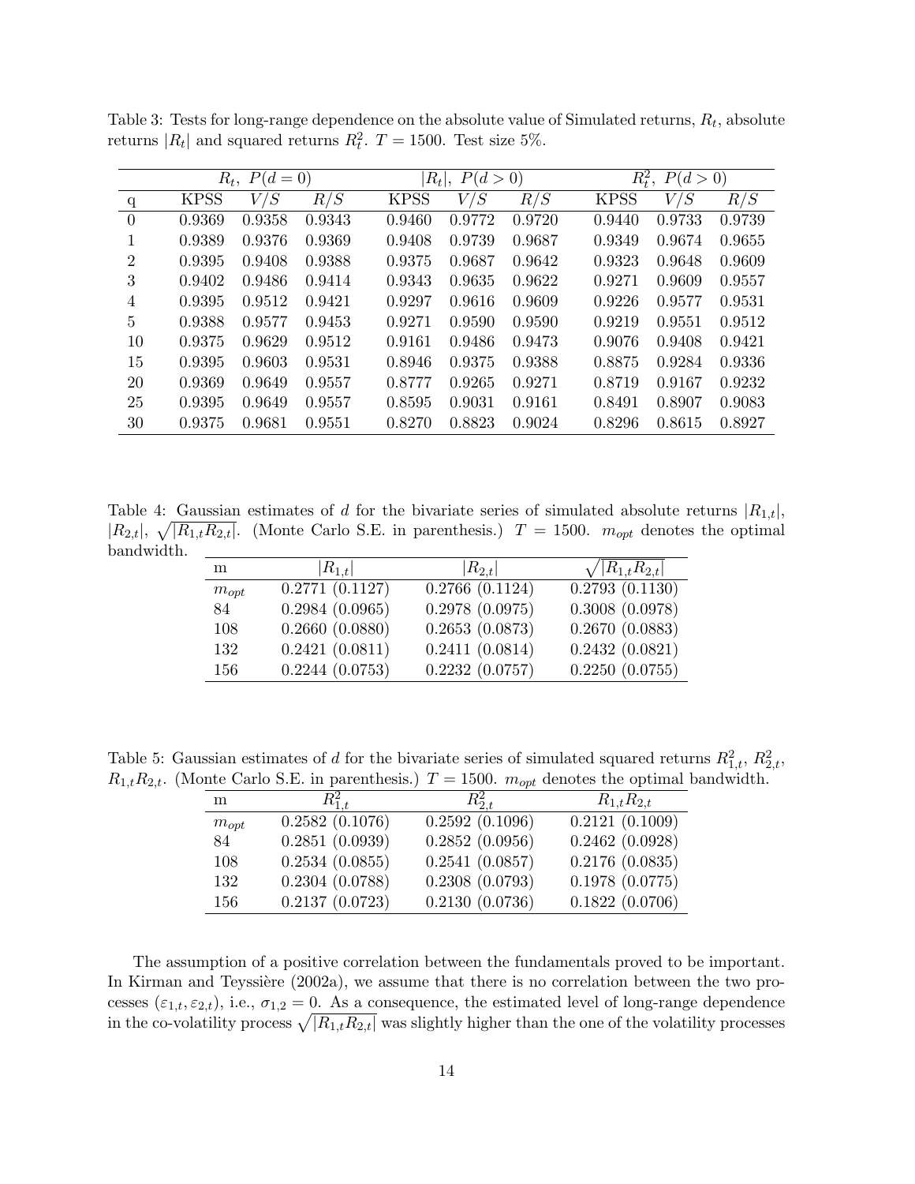Table 3: Tests for long-range dependence on the absolute value of Simulated returns, $R_t$, absolute returns $|R_t|$ and squared returns $R_t^2$. $T = 1500$. Test size 5%.

| | $R_t,\ P(d=0)$ | | | $\|R_t\|,\ P(d>0)$ | | | $R_t^2,\ P(d>0)$ | | |
|---|---|---|---|---|---|---|---|---|---|
| q | KPSS | $V/S$ | $R/S$ | KPSS | $V/S$ | $R/S$ | KPSS | $V/S$ | $R/S$ |
| 0 | 0.9369 | 0.9358 | 0.9343 | 0.9460 | 0.9772 | 0.9720 | 0.9440 | 0.9733 | 0.9739 |
| 1 | 0.9389 | 0.9376 | 0.9369 | 0.9408 | 0.9739 | 0.9687 | 0.9349 | 0.9674 | 0.9655 |
| 2 | 0.9395 | 0.9408 | 0.9388 | 0.9375 | 0.9687 | 0.9642 | 0.9323 | 0.9648 | 0.9609 |
| 3 | 0.9402 | 0.9486 | 0.9414 | 0.9343 | 0.9635 | 0.9622 | 0.9271 | 0.9609 | 0.9557 |
| 4 | 0.9395 | 0.9512 | 0.9421 | 0.9297 | 0.9616 | 0.9609 | 0.9226 | 0.9577 | 0.9531 |
| 5 | 0.9388 | 0.9577 | 0.9453 | 0.9271 | 0.9590 | 0.9590 | 0.9219 | 0.9551 | 0.9512 |
| 10 | 0.9375 | 0.9629 | 0.9512 | 0.9161 | 0.9486 | 0.9473 | 0.9076 | 0.9408 | 0.9421 |
| 15 | 0.9395 | 0.9603 | 0.9531 | 0.8946 | 0.9375 | 0.9388 | 0.8875 | 0.9284 | 0.9336 |
| 20 | 0.9369 | 0.9649 | 0.9557 | 0.8777 | 0.9265 | 0.9271 | 0.8719 | 0.9167 | 0.9232 |
| 25 | 0.9395 | 0.9649 | 0.9557 | 0.8595 | 0.9031 | 0.9161 | 0.8491 | 0.8907 | 0.9083 |
| 30 | 0.9375 | 0.9681 | 0.9551 | 0.8270 | 0.8823 | 0.9024 | 0.8296 | 0.8615 | 0.8927 |

Table 4: Gaussian estimates of $d$ for the bivariate series of simulated absolute returns $|R_{1,t}|$, $|R_{2,t}|$, $\sqrt{|R_{1,t}R_{2,t}|}$. (Monte Carlo S.E. in parenthesis.) $T = 1500$. $m_{opt}$ denotes the optimal bandwidth.

| m | $\|R_{1,t}\|$ | $\|R_{2,t}\|$ | $\sqrt{\|R_{1,t}R_{2,t}\|}$ |
|---|---|---|---|
| $m_{opt}$ | 0.2771 (0.1127) | 0.2766 (0.1124) | 0.2793 (0.1130) |
| 84 | 0.2984 (0.0965) | 0.2978 (0.0975) | 0.3008 (0.0978) |
| 108 | 0.2660 (0.0880) | 0.2653 (0.0873) | 0.2670 (0.0883) |
| 132 | 0.2421 (0.0811) | 0.2411 (0.0814) | 0.2432 (0.0821) |
| 156 | 0.2244 (0.0753) | 0.2232 (0.0757) | 0.2250 (0.0755) |

Table 5: Gaussian estimates of $d$ for the bivariate series of simulated squared returns $R_{1,t}^2$, $R_{2,t}^2$, $R_{1,t}R_{2,t}$. (Monte Carlo S.E. in parenthesis.) $T = 1500$. $m_{opt}$ denotes the optimal bandwidth.

| m | $R_{1,t}^2$ | $R_{2,t}^2$ | $R_{1,t}R_{2,t}$ |
|---|---|---|---|
| $m_{opt}$ | 0.2582 (0.1076) | 0.2592 (0.1096) | 0.2121 (0.1009) |
| 84 | 0.2851 (0.0939) | 0.2852 (0.0956) | 0.2462 (0.0928) |
| 108 | 0.2534 (0.0855) | 0.2541 (0.0857) | 0.2176 (0.0835) |
| 132 | 0.2304 (0.0788) | 0.2308 (0.0793) | 0.1978 (0.0775) |
| 156 | 0.2137 (0.0723) | 0.2130 (0.0736) | 0.1822 (0.0706) |

The assumption of a positive correlation between the fundamentals proved to be important. In Kirman and Teyssière (2002a), we assume that there is no correlation between the two processes $(\varepsilon_{1,t}, \varepsilon_{2,t})$, i.e., $\sigma_{1,2} = 0$. As a consequence, the estimated level of long-range dependence in the co-volatility process $\sqrt{|R_{1,t}R_{2,t}|}$ was slightly higher than the one of the volatility processes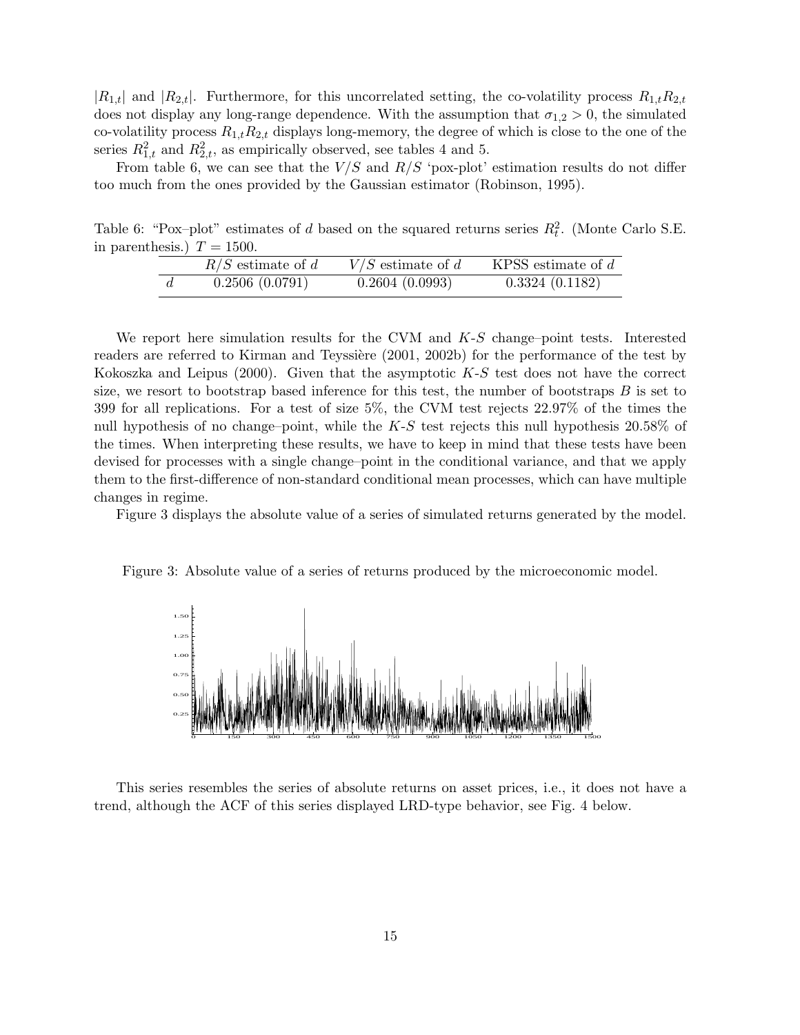$|R_{1,t}|$ and $|R_{2,t}|$. Furthermore, for this uncorrelated setting, the co-volatility process $R_{1,t}R_{2,t}$ does not display any long-range dependence. With the assumption that $\sigma_{1,2} > 0$, the simulated co-volatility process $R_{1,t}R_{2,t}$ displays long-memory, the degree of which is close to the one of the series $R_{1,t}^2$ and $R_{2,t}^2$, as empirically observed, see tables 4 and 5.

From table 6, we can see that the $V/S$ and $R/S$ 'pox-plot' estimation results do not differ too much from the ones provided by the Gaussian estimator (Robinson, 1995).

Table 6: "Pox–plot" estimates of $d$ based on the squared returns series $R_t^2$. (Monte Carlo S.E. in parenthesis.) $T = 1500$.

| | $R/S$ estimate of $d$ | $V/S$ estimate of $d$ | KPSS estimate of $d$ |
|---|---|---|---|
| $d$ | 0.2506 (0.0791) | 0.2604 (0.0993) | 0.3324 (0.1182) |

We report here simulation results for the CVM and $K$-$S$ change–point tests. Interested readers are referred to Kirman and Teyssière (2001, 2002b) for the performance of the test by Kokoszka and Leipus (2000). Given that the asymptotic $K$-$S$ test does not have the correct size, we resort to bootstrap based inference for this test, the number of bootstraps $B$ is set to 399 for all replications. For a test of size 5%, the CVM test rejects 22.97% of the times the null hypothesis of no change–point, while the $K$-$S$ test rejects this null hypothesis 20.58% of the times. When interpreting these results, we have to keep in mind that these tests have been devised for processes with a single change–point in the conditional variance, and that we apply them to the first-difference of non-standard conditional mean processes, which can have multiple changes in regime.

Figure 3 displays the absolute value of a series of simulated returns generated by the model.

Figure 3: Absolute value of a series of returns produced by the microeconomic model.

This series resembles the series of absolute returns on asset prices, i.e., it does not have a trend, although the ACF of this series displayed LRD-type behavior, see Fig. 4 below.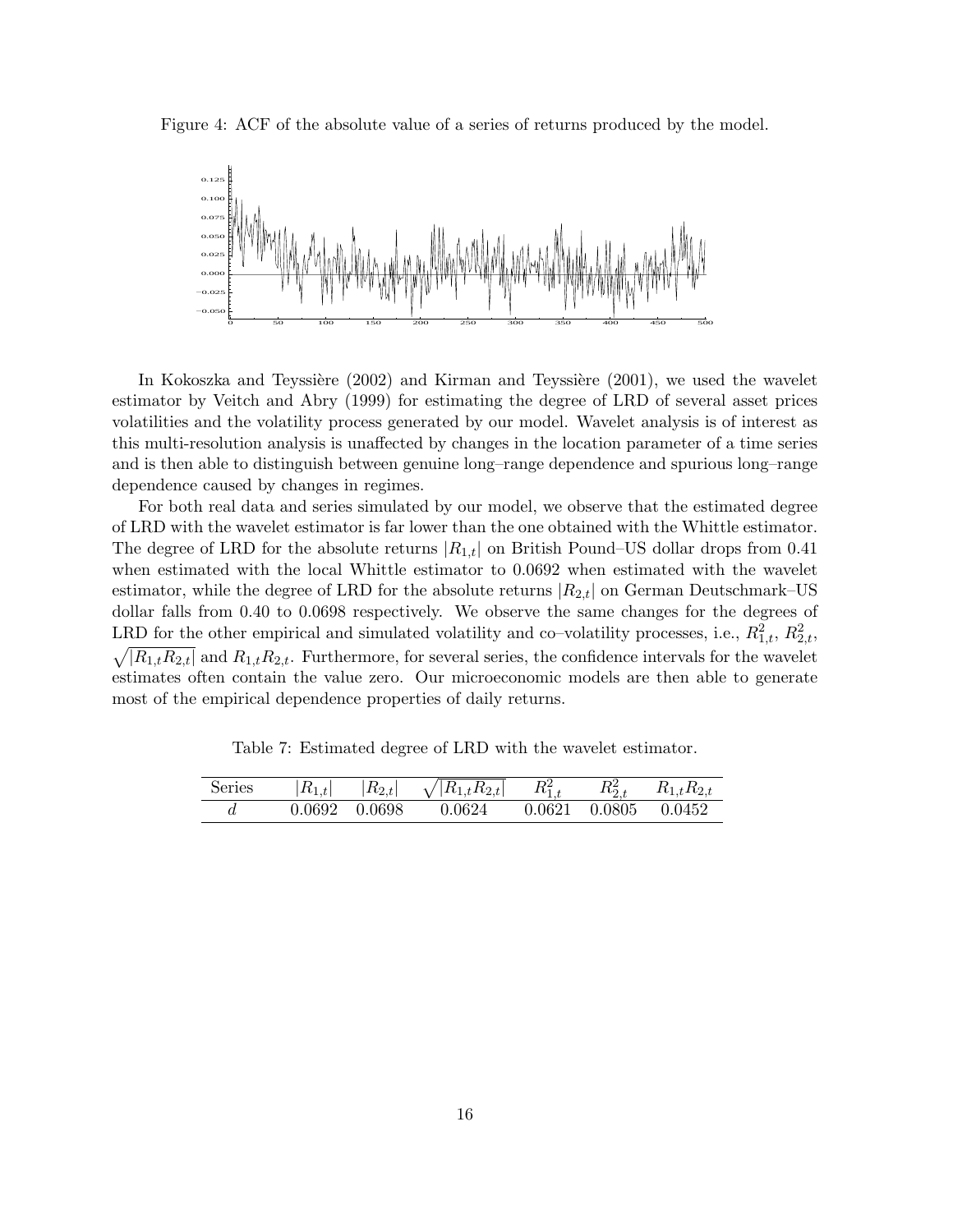Figure 4: ACF of the absolute value of a series of returns produced by the model.

In Kokoszka and Teyssière (2002) and Kirman and Teyssière (2001), we used the wavelet estimator by Veitch and Abry (1999) for estimating the degree of LRD of several asset prices volatilities and the volatility process generated by our model. Wavelet analysis is of interest as this multi-resolution analysis is unaffected by changes in the location parameter of a time series and is then able to distinguish between genuine long–range dependence and spurious long–range dependence caused by changes in regimes.

For both real data and series simulated by our model, we observe that the estimated degree of LRD with the wavelet estimator is far lower than the one obtained with the Whittle estimator. The degree of LRD for the absolute returns $|R_{1,t}|$ on British Pound–US dollar drops from 0.41 when estimated with the local Whittle estimator to 0.0692 when estimated with the wavelet estimator, while the degree of LRD for the absolute returns $|R_{2,t}|$ on German Deutschmark–US dollar falls from 0.40 to 0.0698 respectively. We observe the same changes for the degrees of LRD for the other empirical and simulated volatility and co–volatility processes, i.e., $R_{1,t}^2$, $R_{2,t}^2$, $\sqrt{|R_{1,t}R_{2,t}|}$ and $R_{1,t}R_{2,t}$. Furthermore, for several series, the confidence intervals for the wavelet estimates often contain the value zero. Our microeconomic models are then able to generate most of the empirical dependence properties of daily returns.

Table 7: Estimated degree of LRD with the wavelet estimator.

| Series | $\|R_{1,t}\|$ | $\|R_{2,t}\|$ | $\sqrt{\|R_{1,t}R_{2,t}\|}$ | $R_{1,t}^2$ | $R_{2,t}^2$ | $R_{1,t}R_{2,t}$ |
|---|---|---|---|---|---|---|
| $d$ | 0.0692 | 0.0698 | 0.0624 | 0.0621 | 0.0805 | 0.0452 |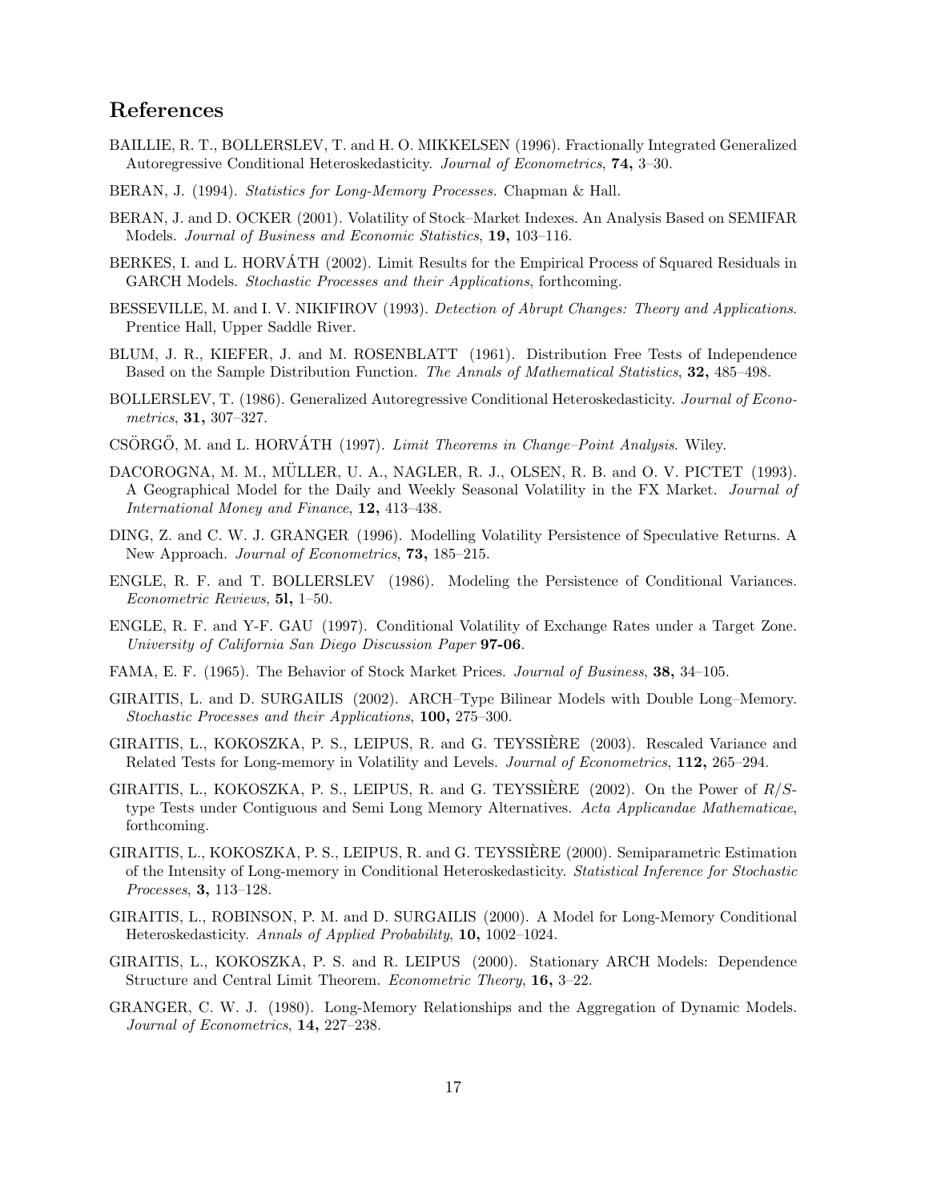## References

BAILLIE, R. T., BOLLERSLEV, T. and H. O. MIKKELSEN (1996). Fractionally Integrated Generalized Autoregressive Conditional Heteroskedasticity. *Journal of Econometrics*, **74,** 3–30.

BERAN, J. (1994). *Statistics for Long-Memory Processes.* Chapman & Hall.

BERAN, J. and D. OCKER (2001). Volatility of Stock–Market Indexes. An Analysis Based on SEMIFAR Models. *Journal of Business and Economic Statistics*, **19,** 103–116.

BERKES, I. and L. HORVÁTH (2002). Limit Results for the Empirical Process of Squared Residuals in GARCH Models. *Stochastic Processes and their Applications*, forthcoming.

BESSEVILLE, M. and I. V. NIKIFIROV (1993). *Detection of Abrupt Changes: Theory and Applications*. Prentice Hall, Upper Saddle River.

BLUM, J. R., KIEFER, J. and M. ROSENBLATT (1961). Distribution Free Tests of Independence Based on the Sample Distribution Function. *The Annals of Mathematical Statistics*, **32,** 485–498.

BOLLERSLEV, T. (1986). Generalized Autoregressive Conditional Heteroskedasticity. *Journal of Econometrics*, **31,** 307–327.

CSÖRGŐ, M. and L. HORVÁTH (1997). *Limit Theorems in Change–Point Analysis*. Wiley.

DACOROGNA, M. M., MÜLLER, U. A., NAGLER, R. J., OLSEN, R. B. and O. V. PICTET (1993). A Geographical Model for the Daily and Weekly Seasonal Volatility in the FX Market. *Journal of International Money and Finance*, **12,** 413–438.

DING, Z. and C. W. J. GRANGER (1996). Modelling Volatility Persistence of Speculative Returns. A New Approach. *Journal of Econometrics*, **73,** 185–215.

ENGLE, R. F. and T. BOLLERSLEV (1986). Modeling the Persistence of Conditional Variances. *Econometric Reviews*, **5l,** 1–50.

ENGLE, R. F. and Y-F. GAU (1997). Conditional Volatility of Exchange Rates under a Target Zone. *University of California San Diego Discussion Paper* **97-06**.

FAMA, E. F. (1965). The Behavior of Stock Market Prices. *Journal of Business*, **38,** 34–105.

GIRAITIS, L. and D. SURGAILIS (2002). ARCH–Type Bilinear Models with Double Long–Memory. *Stochastic Processes and their Applications*, **100,** 275–300.

GIRAITIS, L., KOKOSZKA, P. S., LEIPUS, R. and G. TEYSSIÈRE (2003). Rescaled Variance and Related Tests for Long-memory in Volatility and Levels. *Journal of Econometrics*, **112,** 265–294.

GIRAITIS, L., KOKOSZKA, P. S., LEIPUS, R. and G. TEYSSIÈRE (2002). On the Power of $R/S$-type Tests under Contiguous and Semi Long Memory Alternatives. *Acta Applicandae Mathematicae*, forthcoming.

GIRAITIS, L., KOKOSZKA, P. S., LEIPUS, R. and G. TEYSSIÈRE (2000). Semiparametric Estimation of the Intensity of Long-memory in Conditional Heteroskedasticity. *Statistical Inference for Stochastic Processes*, **3,** 113–128.

GIRAITIS, L., ROBINSON, P. M. and D. SURGAILIS (2000). A Model for Long-Memory Conditional Heteroskedasticity. *Annals of Applied Probability*, **10,** 1002–1024.

GIRAITIS, L., KOKOSZKA, P. S. and R. LEIPUS (2000). Stationary ARCH Models: Dependence Structure and Central Limit Theorem. *Econometric Theory*, **16,** 3–22.

GRANGER, C. W. J. (1980). Long-Memory Relationships and the Aggregation of Dynamic Models. *Journal of Econometrics*, **14,** 227–238.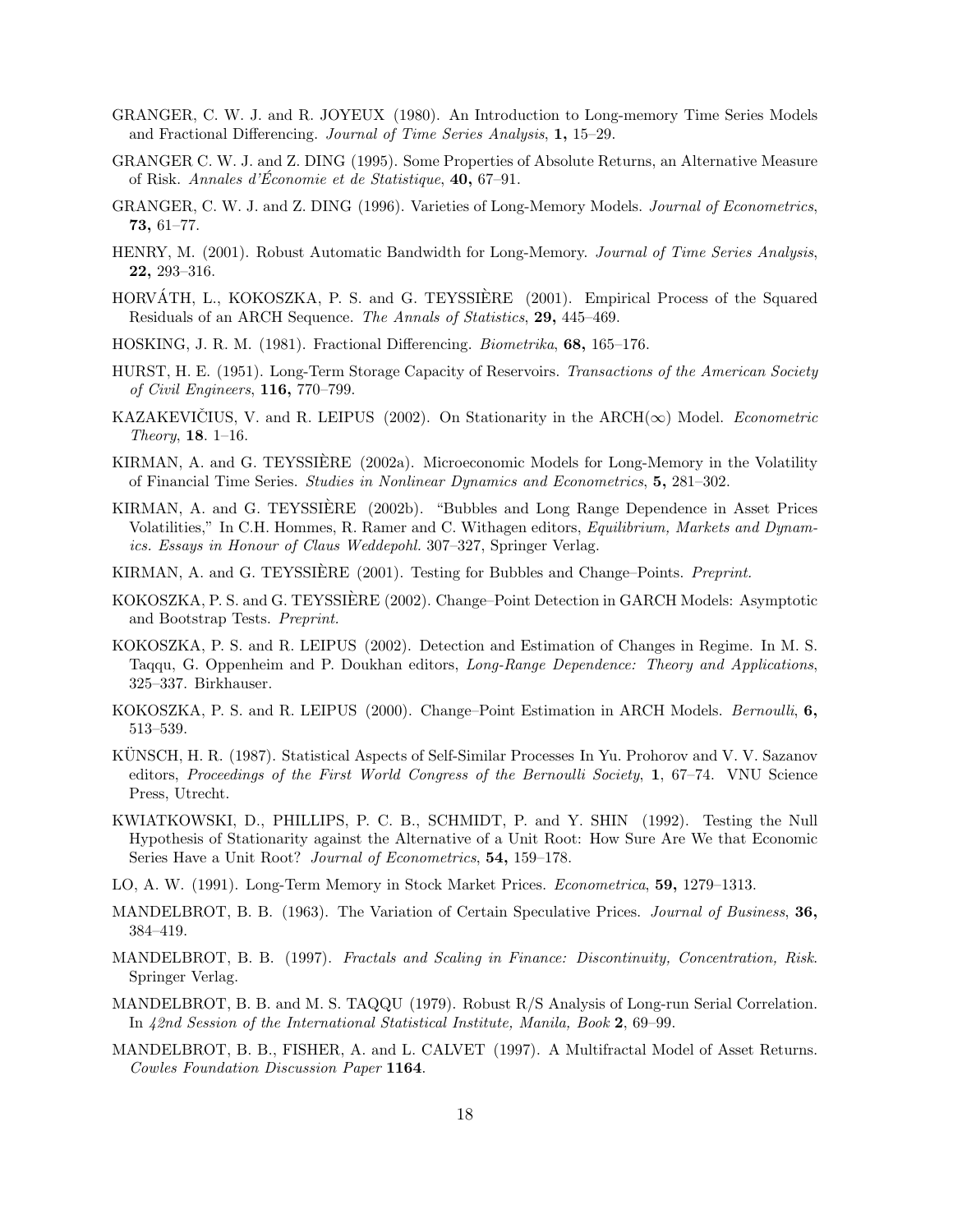GRANGER, C. W. J. and R. JOYEUX (1980). An Introduction to Long-memory Time Series Models and Fractional Differencing. *Journal of Time Series Analysis*, **1,** 15–29.

GRANGER C. W. J. and Z. DING (1995). Some Properties of Absolute Returns, an Alternative Measure of Risk. *Annales d'Économie et de Statistique*, **40,** 67–91.

GRANGER, C. W. J. and Z. DING (1996). Varieties of Long-Memory Models. *Journal of Econometrics*, **73,** 61–77.

HENRY, M. (2001). Robust Automatic Bandwidth for Long-Memory. *Journal of Time Series Analysis*, **22,** 293–316.

HORVÁTH, L., KOKOSZKA, P. S. and G. TEYSSIÈRE (2001). Empirical Process of the Squared Residuals of an ARCH Sequence. *The Annals of Statistics*, **29,** 445–469.

HOSKING, J. R. M. (1981). Fractional Differencing. *Biometrika*, **68,** 165–176.

HURST, H. E. (1951). Long-Term Storage Capacity of Reservoirs. *Transactions of the American Society of Civil Engineers*, **116,** 770–799.

KAZAKEVIČIUS, V. and R. LEIPUS (2002). On Stationarity in the ARCH($\infty$) Model. *Econometric Theory*, **18**. 1–16.

KIRMAN, A. and G. TEYSSIÈRE (2002a). Microeconomic Models for Long-Memory in the Volatility of Financial Time Series. *Studies in Nonlinear Dynamics and Econometrics*, **5,** 281–302.

KIRMAN, A. and G. TEYSSIÈRE (2002b). "Bubbles and Long Range Dependence in Asset Prices Volatilities," In C.H. Hommes, R. Ramer and C. Withagen editors, *Equilibrium, Markets and Dynamics. Essays in Honour of Claus Weddepohl.* 307–327, Springer Verlag.

KIRMAN, A. and G. TEYSSIÈRE (2001). Testing for Bubbles and Change–Points. *Preprint.*

KOKOSZKA, P. S. and G. TEYSSIÈRE (2002). Change–Point Detection in GARCH Models: Asymptotic and Bootstrap Tests. *Preprint.*

KOKOSZKA, P. S. and R. LEIPUS (2002). Detection and Estimation of Changes in Regime. In M. S. Taqqu, G. Oppenheim and P. Doukhan editors, *Long-Range Dependence: Theory and Applications*, 325–337. Birkhauser.

KOKOSZKA, P. S. and R. LEIPUS (2000). Change–Point Estimation in ARCH Models. *Bernoulli*, **6,** 513–539.

KÜNSCH, H. R. (1987). Statistical Aspects of Self-Similar Processes In Yu. Prohorov and V. V. Sazanov editors, *Proceedings of the First World Congress of the Bernoulli Society*, **1**, 67–74. VNU Science Press, Utrecht.

KWIATKOWSKI, D., PHILLIPS, P. C. B., SCHMIDT, P. and Y. SHIN (1992). Testing the Null Hypothesis of Stationarity against the Alternative of a Unit Root: How Sure Are We that Economic Series Have a Unit Root? *Journal of Econometrics*, **54,** 159–178.

LO, A. W. (1991). Long-Term Memory in Stock Market Prices. *Econometrica*, **59,** 1279–1313.

MANDELBROT, B. B. (1963). The Variation of Certain Speculative Prices. *Journal of Business*, **36,** 384–419.

MANDELBROT, B. B. (1997). *Fractals and Scaling in Finance: Discontinuity, Concentration, Risk.* Springer Verlag.

MANDELBROT, B. B. and M. S. TAQQU (1979). Robust R/S Analysis of Long-run Serial Correlation. In *42nd Session of the International Statistical Institute, Manila, Book* **2**, 69–99.

MANDELBROT, B. B., FISHER, A. and L. CALVET (1997). A Multifractal Model of Asset Returns. *Cowles Foundation Discussion Paper* **1164**.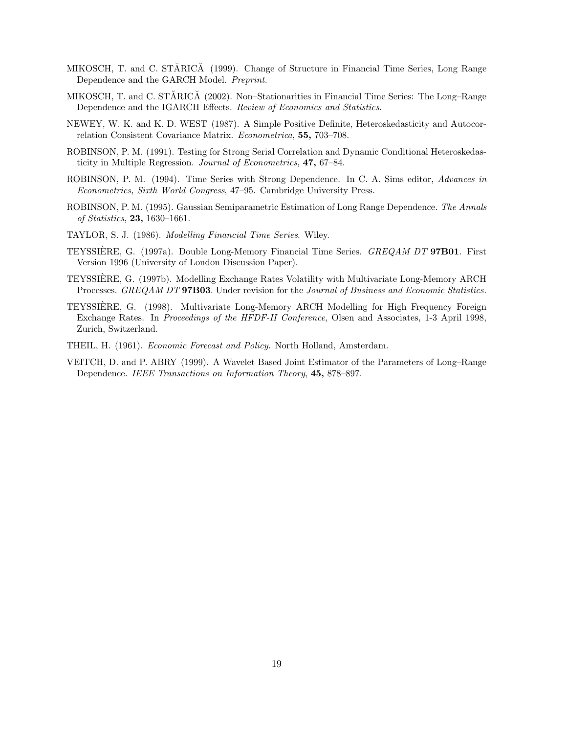MIKOSCH, T. and C. STĂRICĂ (1999). Change of Structure in Financial Time Series, Long Range Dependence and the GARCH Model. *Preprint.*

MIKOSCH, T. and C. STĂRICĂ (2002). Non–Stationarities in Financial Time Series: The Long–Range Dependence and the IGARCH Effects. *Review of Economics and Statistics.*

NEWEY, W. K. and K. D. WEST (1987). A Simple Positive Definite, Heteroskedasticity and Autocorrelation Consistent Covariance Matrix. *Econometrica*, **55,** 703–708.

ROBINSON, P. M. (1991). Testing for Strong Serial Correlation and Dynamic Conditional Heteroskedasticity in Multiple Regression. *Journal of Econometrics*, **47,** 67–84.

ROBINSON, P. M. (1994). Time Series with Strong Dependence. In C. A. Sims editor, *Advances in Econometrics, Sixth World Congress*, 47–95. Cambridge University Press.

ROBINSON, P. M. (1995). Gaussian Semiparametric Estimation of Long Range Dependence. *The Annals of Statistics*, **23,** 1630–1661.

TAYLOR, S. J. (1986). *Modelling Financial Time Series*. Wiley.

TEYSSIÈRE, G. (1997a). Double Long-Memory Financial Time Series. *GREQAM DT* **97B01**. First Version 1996 (University of London Discussion Paper).

TEYSSIÈRE, G. (1997b). Modelling Exchange Rates Volatility with Multivariate Long-Memory ARCH Processes. *GREQAM DT* **97B03**. Under revision for the *Journal of Business and Economic Statistics.*

TEYSSIÈRE, G. (1998). Multivariate Long-Memory ARCH Modelling for High Frequency Foreign Exchange Rates. In *Proceedings of the HFDF-II Conference*, Olsen and Associates, 1-3 April 1998, Zurich, Switzerland.

THEIL, H. (1961). *Economic Forecast and Policy.* North Holland, Amsterdam.

VEITCH, D. and P. ABRY (1999). A Wavelet Based Joint Estimator of the Parameters of Long–Range Dependence. *IEEE Transactions on Information Theory*, **45,** 878–897.